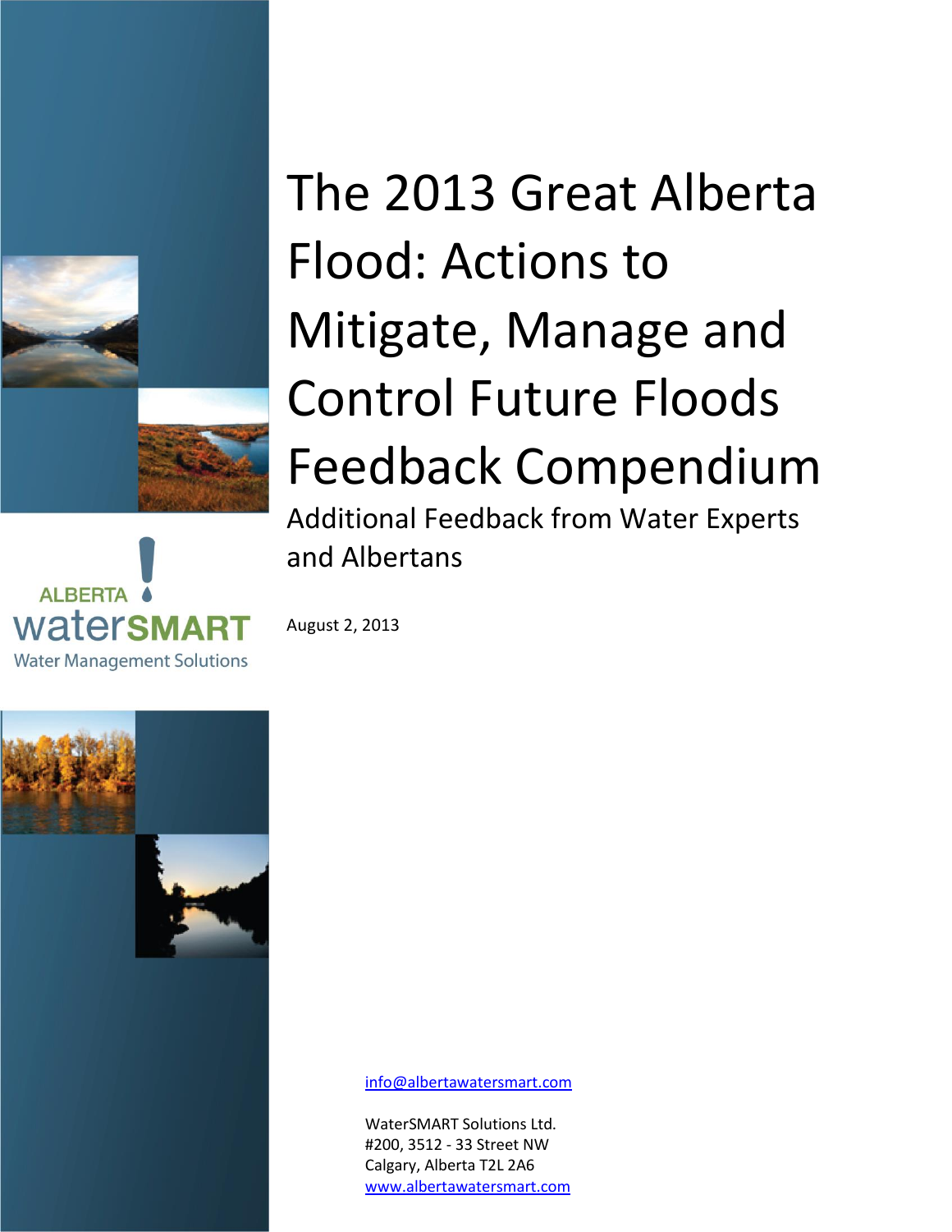# The 2013 Great Alberta Flood: Actions to Mitigate, Manage and Control Future Floods Feedback Compendium

## Additional Feedback from Water Experts and Albertans

ALBERTA watersMART

Water Management Solutions

August 2, 2013

info@albertawatersmart.com

WaterSMART Solutions Ltd.
#200, 3512 - 33 Street NW
Calgary, Alberta T2L 2A6
www.albertawatersmart.com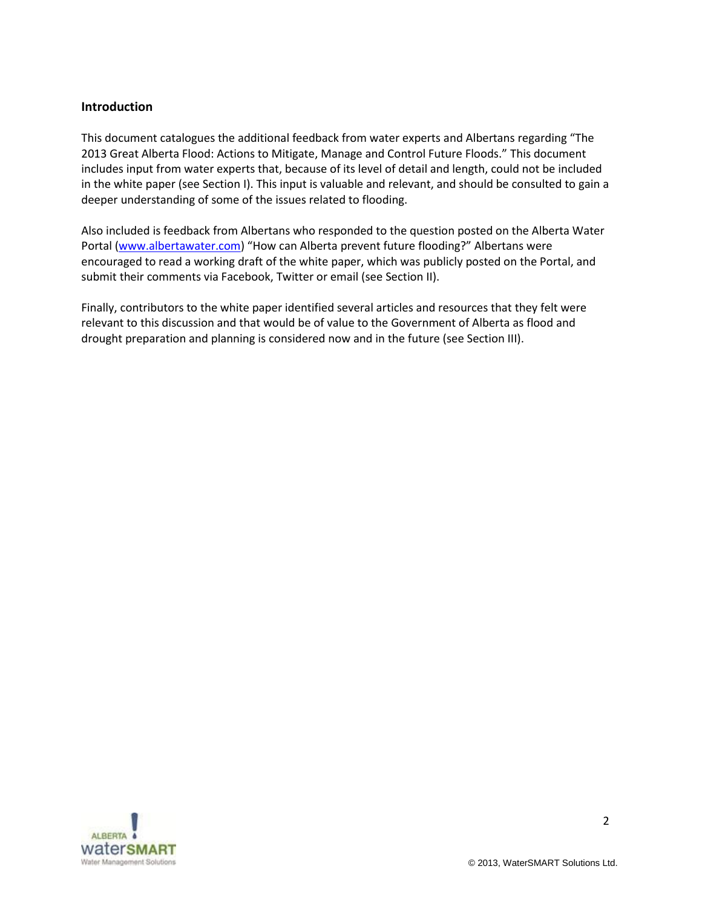## Introduction

This document catalogues the additional feedback from water experts and Albertans regarding "The 2013 Great Alberta Flood: Actions to Mitigate, Manage and Control Future Floods." This document includes input from water experts that, because of its level of detail and length, could not be included in the white paper (see Section I). This input is valuable and relevant, and should be consulted to gain a deeper understanding of some of the issues related to flooding.

Also included is feedback from Albertans who responded to the question posted on the Alberta Water Portal ([www.albertawater.com](http://www.albertawater.com)) "How can Alberta prevent future flooding?" Albertans were encouraged to read a working draft of the white paper, which was publicly posted on the Portal, and submit their comments via Facebook, Twitter or email (see Section II).

Finally, contributors to the white paper identified several articles and resources that they felt were relevant to this discussion and that would be of value to the Government of Alberta as flood and drought preparation and planning is considered now and in the future (see Section III).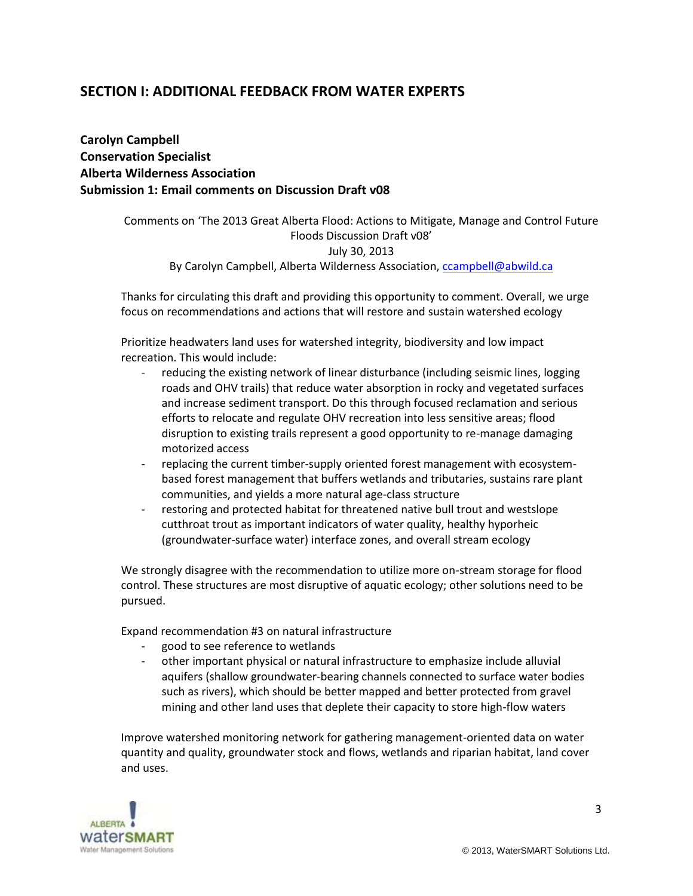## SECTION I: ADDITIONAL FEEDBACK FROM WATER EXPERTS

**Carolyn Campbell**
**Conservation Specialist**
**Alberta Wilderness Association**
**Submission 1: Email comments on Discussion Draft v08**

Comments on 'The 2013 Great Alberta Flood: Actions to Mitigate, Manage and Control Future Floods Discussion Draft v08'
July 30, 2013
By Carolyn Campbell, Alberta Wilderness Association, ccampbell@abwild.ca

Thanks for circulating this draft and providing this opportunity to comment. Overall, we urge focus on recommendations and actions that will restore and sustain watershed ecology

Prioritize headwaters land uses for watershed integrity, biodiversity and low impact recreation. This would include:

- reducing the existing network of linear disturbance (including seismic lines, logging roads and OHV trails) that reduce water absorption in rocky and vegetated surfaces and increase sediment transport. Do this through focused reclamation and serious efforts to relocate and regulate OHV recreation into less sensitive areas; flood disruption to existing trails represent a good opportunity to re-manage damaging motorized access
- replacing the current timber-supply oriented forest management with ecosystem-based forest management that buffers wetlands and tributaries, sustains rare plant communities, and yields a more natural age-class structure
- restoring and protected habitat for threatened native bull trout and westslope cutthroat trout as important indicators of water quality, healthy hyporheic (groundwater-surface water) interface zones, and overall stream ecology

We strongly disagree with the recommendation to utilize more on-stream storage for flood control. These structures are most disruptive of aquatic ecology; other solutions need to be pursued.

Expand recommendation #3 on natural infrastructure

- good to see reference to wetlands
- other important physical or natural infrastructure to emphasize include alluvial aquifers (shallow groundwater-bearing channels connected to surface water bodies such as rivers), which should be better mapped and better protected from gravel mining and other land uses that deplete their capacity to store high-flow waters

Improve watershed monitoring network for gathering management-oriented data on water quantity and quality, groundwater stock and flows, wetlands and riparian habitat, land cover and uses.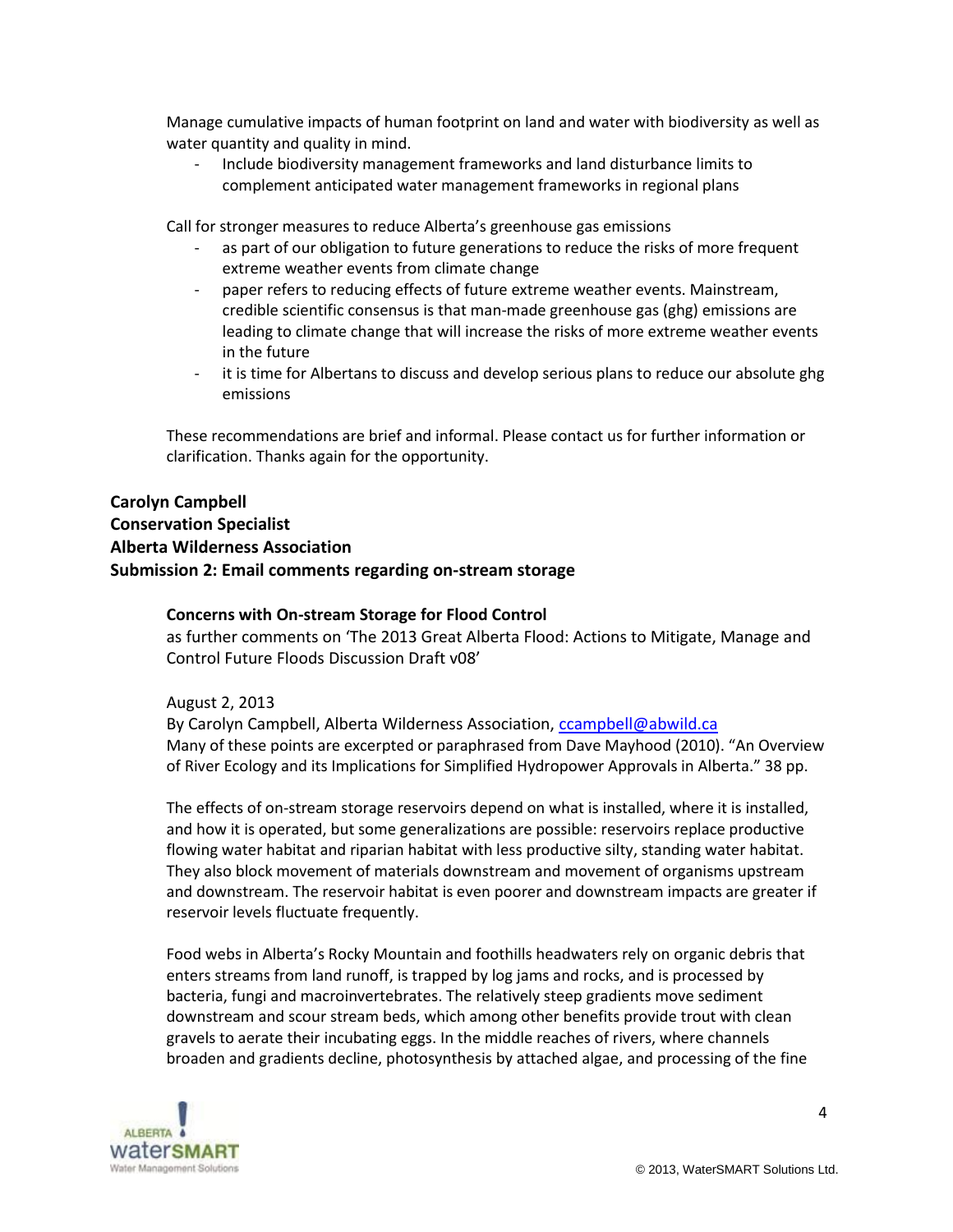Manage cumulative impacts of human footprint on land and water with biodiversity as well as water quantity and quality in mind.

- Include biodiversity management frameworks and land disturbance limits to complement anticipated water management frameworks in regional plans

Call for stronger measures to reduce Alberta's greenhouse gas emissions

- as part of our obligation to future generations to reduce the risks of more frequent extreme weather events from climate change
- paper refers to reducing effects of future extreme weather events. Mainstream, credible scientific consensus is that man-made greenhouse gas (ghg) emissions are leading to climate change that will increase the risks of more extreme weather events in the future
- it is time for Albertans to discuss and develop serious plans to reduce our absolute ghg emissions

These recommendations are brief and informal. Please contact us for further information or clarification. Thanks again for the opportunity.

**Carolyn Campbell**
**Conservation Specialist**
**Alberta Wilderness Association**
**Submission 2: Email comments regarding on-stream storage**

**Concerns with On-stream Storage for Flood Control**
as further comments on 'The 2013 Great Alberta Flood: Actions to Mitigate, Manage and Control Future Floods Discussion Draft v08'

August 2, 2013
By Carolyn Campbell, Alberta Wilderness Association, ccampbell@abwild.ca
Many of these points are excerpted or paraphrased from Dave Mayhood (2010). "An Overview of River Ecology and its Implications for Simplified Hydropower Approvals in Alberta." 38 pp.

The effects of on-stream storage reservoirs depend on what is installed, where it is installed, and how it is operated, but some generalizations are possible: reservoirs replace productive flowing water habitat and riparian habitat with less productive silty, standing water habitat. They also block movement of materials downstream and movement of organisms upstream and downstream. The reservoir habitat is even poorer and downstream impacts are greater if reservoir levels fluctuate frequently.

Food webs in Alberta's Rocky Mountain and foothills headwaters rely on organic debris that enters streams from land runoff, is trapped by log jams and rocks, and is processed by bacteria, fungi and macroinvertebrates. The relatively steep gradients move sediment downstream and scour stream beds, which among other benefits provide trout with clean gravels to aerate their incubating eggs. In the middle reaches of rivers, where channels broaden and gradients decline, photosynthesis by attached algae, and processing of the fine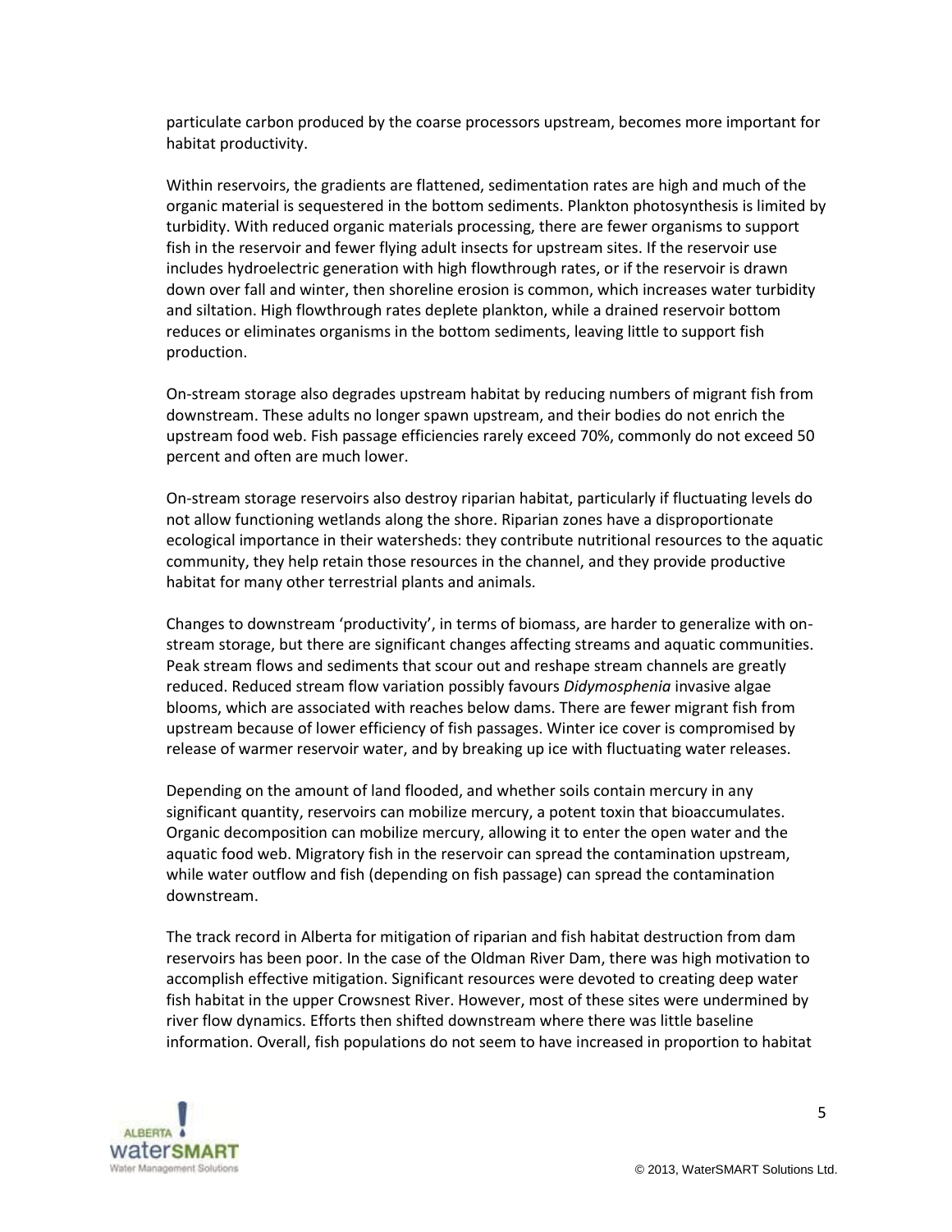particulate carbon produced by the coarse processors upstream, becomes more important for habitat productivity.

Within reservoirs, the gradients are flattened, sedimentation rates are high and much of the organic material is sequestered in the bottom sediments. Plankton photosynthesis is limited by turbidity. With reduced organic materials processing, there are fewer organisms to support fish in the reservoir and fewer flying adult insects for upstream sites. If the reservoir use includes hydroelectric generation with high flowthrough rates, or if the reservoir is drawn down over fall and winter, then shoreline erosion is common, which increases water turbidity and siltation. High flowthrough rates deplete plankton, while a drained reservoir bottom reduces or eliminates organisms in the bottom sediments, leaving little to support fish production.

On-stream storage also degrades upstream habitat by reducing numbers of migrant fish from downstream. These adults no longer spawn upstream, and their bodies do not enrich the upstream food web. Fish passage efficiencies rarely exceed 70%, commonly do not exceed 50 percent and often are much lower.

On-stream storage reservoirs also destroy riparian habitat, particularly if fluctuating levels do not allow functioning wetlands along the shore. Riparian zones have a disproportionate ecological importance in their watersheds: they contribute nutritional resources to the aquatic community, they help retain those resources in the channel, and they provide productive habitat for many other terrestrial plants and animals.

Changes to downstream 'productivity', in terms of biomass, are harder to generalize with on-stream storage, but there are significant changes affecting streams and aquatic communities. Peak stream flows and sediments that scour out and reshape stream channels are greatly reduced. Reduced stream flow variation possibly favours *Didymosphenia* invasive algae blooms, which are associated with reaches below dams. There are fewer migrant fish from upstream because of lower efficiency of fish passages. Winter ice cover is compromised by release of warmer reservoir water, and by breaking up ice with fluctuating water releases.

Depending on the amount of land flooded, and whether soils contain mercury in any significant quantity, reservoirs can mobilize mercury, a potent toxin that bioaccumulates. Organic decomposition can mobilize mercury, allowing it to enter the open water and the aquatic food web. Migratory fish in the reservoir can spread the contamination upstream, while water outflow and fish (depending on fish passage) can spread the contamination downstream.

The track record in Alberta for mitigation of riparian and fish habitat destruction from dam reservoirs has been poor. In the case of the Oldman River Dam, there was high motivation to accomplish effective mitigation. Significant resources were devoted to creating deep water fish habitat in the upper Crowsnest River. However, most of these sites were undermined by river flow dynamics. Efforts then shifted downstream where there was little baseline information. Overall, fish populations do not seem to have increased in proportion to habitat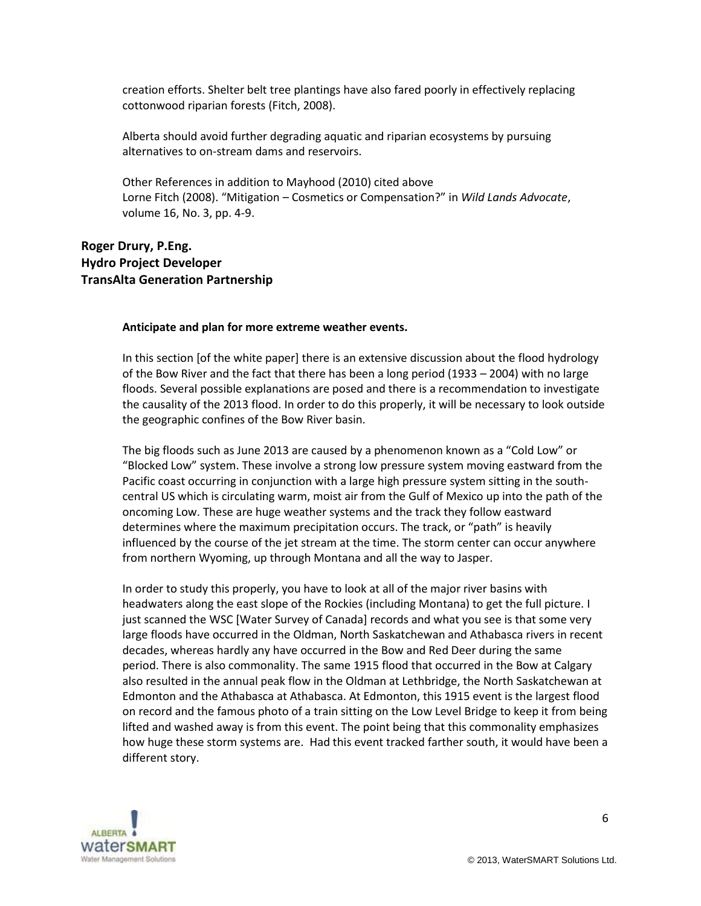creation efforts. Shelter belt tree plantings have also fared poorly in effectively replacing cottonwood riparian forests (Fitch, 2008).

Alberta should avoid further degrading aquatic and riparian ecosystems by pursuing alternatives to on-stream dams and reservoirs.

Other References in addition to Mayhood (2010) cited above
Lorne Fitch (2008). "Mitigation – Cosmetics or Compensation?" in *Wild Lands Advocate*, volume 16, No. 3, pp. 4-9.

**Roger Drury, P.Eng.**
**Hydro Project Developer**
**TransAlta Generation Partnership**

**Anticipate and plan for more extreme weather events.**

In this section [of the white paper] there is an extensive discussion about the flood hydrology of the Bow River and the fact that there has been a long period (1933 – 2004) with no large floods. Several possible explanations are posed and there is a recommendation to investigate the causality of the 2013 flood. In order to do this properly, it will be necessary to look outside the geographic confines of the Bow River basin.

The big floods such as June 2013 are caused by a phenomenon known as a "Cold Low" or "Blocked Low" system. These involve a strong low pressure system moving eastward from the Pacific coast occurring in conjunction with a large high pressure system sitting in the south-central US which is circulating warm, moist air from the Gulf of Mexico up into the path of the oncoming Low. These are huge weather systems and the track they follow eastward determines where the maximum precipitation occurs. The track, or "path" is heavily influenced by the course of the jet stream at the time. The storm center can occur anywhere from northern Wyoming, up through Montana and all the way to Jasper.

In order to study this properly, you have to look at all of the major river basins with headwaters along the east slope of the Rockies (including Montana) to get the full picture. I just scanned the WSC [Water Survey of Canada] records and what you see is that some very large floods have occurred in the Oldman, North Saskatchewan and Athabasca rivers in recent decades, whereas hardly any have occurred in the Bow and Red Deer during the same period. There is also commonality. The same 1915 flood that occurred in the Bow at Calgary also resulted in the annual peak flow in the Oldman at Lethbridge, the North Saskatchewan at Edmonton and the Athabasca at Athabasca. At Edmonton, this 1915 event is the largest flood on record and the famous photo of a train sitting on the Low Level Bridge to keep it from being lifted and washed away is from this event. The point being that this commonality emphasizes how huge these storm systems are. Had this event tracked farther south, it would have been a different story.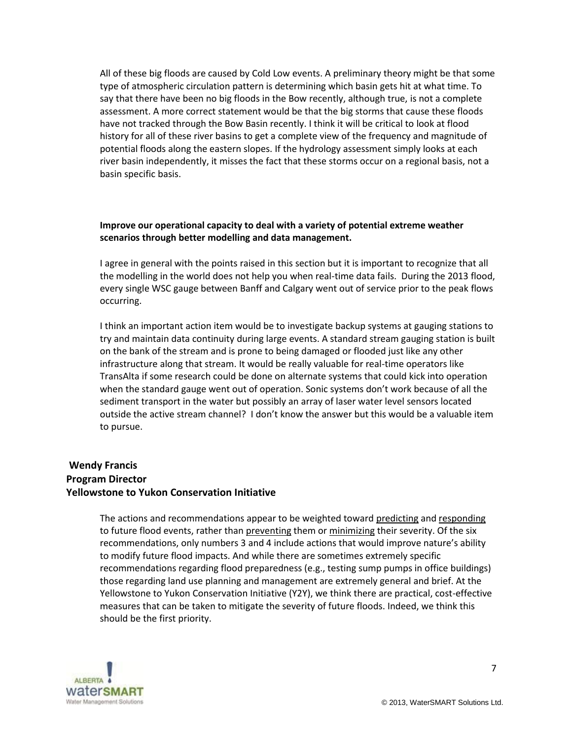All of these big floods are caused by Cold Low events. A preliminary theory might be that some type of atmospheric circulation pattern is determining which basin gets hit at what time. To say that there have been no big floods in the Bow recently, although true, is not a complete assessment. A more correct statement would be that the big storms that cause these floods have not tracked through the Bow Basin recently. I think it will be critical to look at flood history for all of these river basins to get a complete view of the frequency and magnitude of potential floods along the eastern slopes. If the hydrology assessment simply looks at each river basin independently, it misses the fact that these storms occur on a regional basis, not a basin specific basis.

**Improve our operational capacity to deal with a variety of potential extreme weather scenarios through better modelling and data management.**

I agree in general with the points raised in this section but it is important to recognize that all the modelling in the world does not help you when real-time data fails. During the 2013 flood, every single WSC gauge between Banff and Calgary went out of service prior to the peak flows occurring.

I think an important action item would be to investigate backup systems at gauging stations to try and maintain data continuity during large events. A standard stream gauging station is built on the bank of the stream and is prone to being damaged or flooded just like any other infrastructure along that stream. It would be really valuable for real-time operators like TransAlta if some research could be done on alternate systems that could kick into operation when the standard gauge went out of operation. Sonic systems don't work because of all the sediment transport in the water but possibly an array of laser water level sensors located outside the active stream channel? I don't know the answer but this would be a valuable item to pursue.

**Wendy Francis**
**Program Director**
**Yellowstone to Yukon Conservation Initiative**

The actions and recommendations appear to be weighted toward predicting and responding to future flood events, rather than preventing them or minimizing their severity. Of the six recommendations, only numbers 3 and 4 include actions that would improve nature's ability to modify future flood impacts. And while there are sometimes extremely specific recommendations regarding flood preparedness (e.g., testing sump pumps in office buildings) those regarding land use planning and management are extremely general and brief. At the Yellowstone to Yukon Conservation Initiative (Y2Y), we think there are practical, cost-effective measures that can be taken to mitigate the severity of future floods. Indeed, we think this should be the first priority.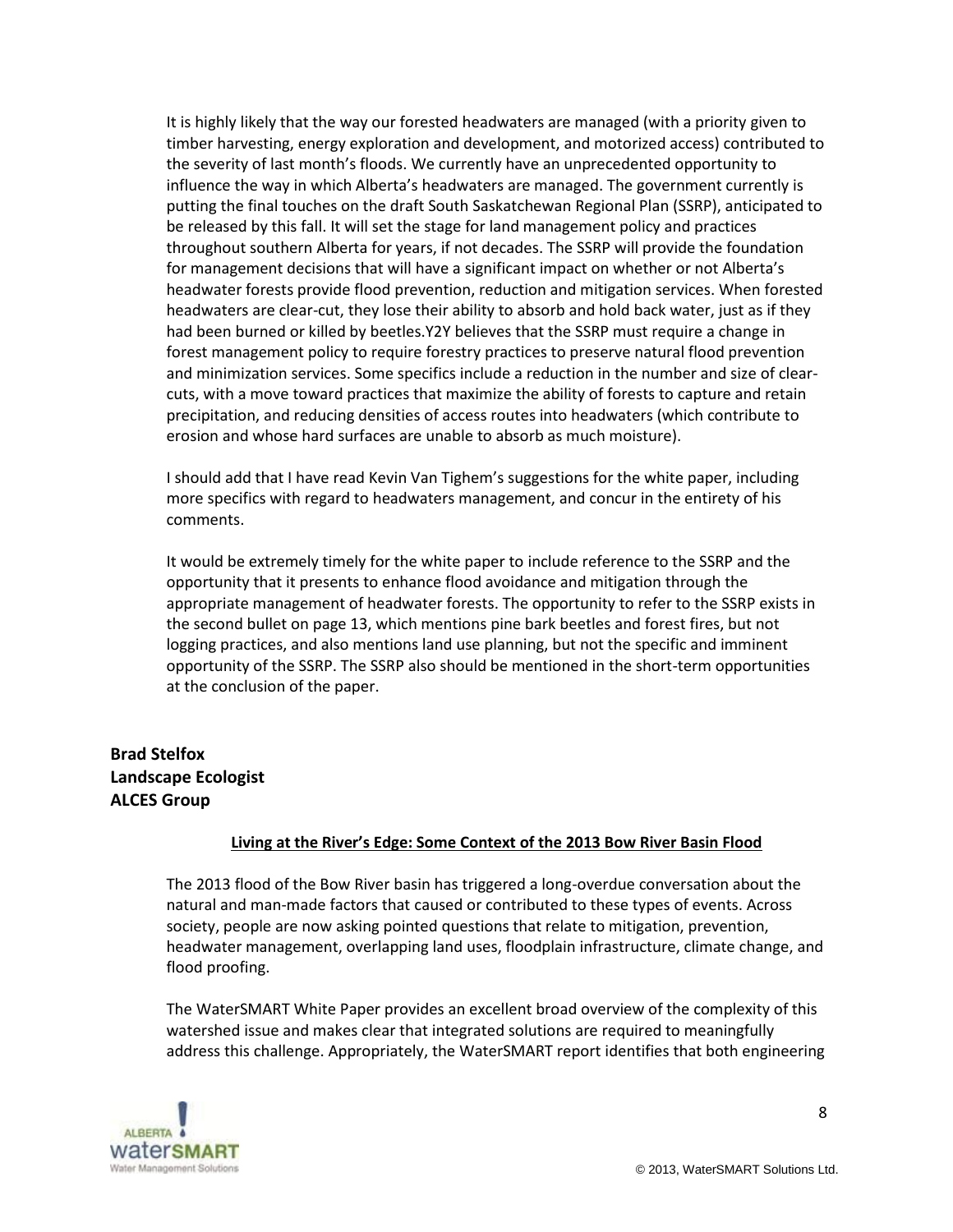It is highly likely that the way our forested headwaters are managed (with a priority given to timber harvesting, energy exploration and development, and motorized access) contributed to the severity of last month's floods. We currently have an unprecedented opportunity to influence the way in which Alberta's headwaters are managed. The government currently is putting the final touches on the draft South Saskatchewan Regional Plan (SSRP), anticipated to be released by this fall. It will set the stage for land management policy and practices throughout southern Alberta for years, if not decades. The SSRP will provide the foundation for management decisions that will have a significant impact on whether or not Alberta's headwater forests provide flood prevention, reduction and mitigation services. When forested headwaters are clear-cut, they lose their ability to absorb and hold back water, just as if they had been burned or killed by beetles.Y2Y believes that the SSRP must require a change in forest management policy to require forestry practices to preserve natural flood prevention and minimization services. Some specifics include a reduction in the number and size of clear-cuts, with a move toward practices that maximize the ability of forests to capture and retain precipitation, and reducing densities of access routes into headwaters (which contribute to erosion and whose hard surfaces are unable to absorb as much moisture).

I should add that I have read Kevin Van Tighem's suggestions for the white paper, including more specifics with regard to headwaters management, and concur in the entirety of his comments.

It would be extremely timely for the white paper to include reference to the SSRP and the opportunity that it presents to enhance flood avoidance and mitigation through the appropriate management of headwater forests. The opportunity to refer to the SSRP exists in the second bullet on page 13, which mentions pine bark beetles and forest fires, but not logging practices, and also mentions land use planning, but not the specific and imminent opportunity of the SSRP. The SSRP also should be mentioned in the short-term opportunities at the conclusion of the paper.

**Brad Stelfox**
**Landscape Ecologist**
**ALCES Group**

**Living at the River's Edge: Some Context of the 2013 Bow River Basin Flood**

The 2013 flood of the Bow River basin has triggered a long-overdue conversation about the natural and man-made factors that caused or contributed to these types of events. Across society, people are now asking pointed questions that relate to mitigation, prevention, headwater management, overlapping land uses, floodplain infrastructure, climate change, and flood proofing.

The WaterSMART White Paper provides an excellent broad overview of the complexity of this watershed issue and makes clear that integrated solutions are required to meaningfully address this challenge. Appropriately, the WaterSMART report identifies that both engineering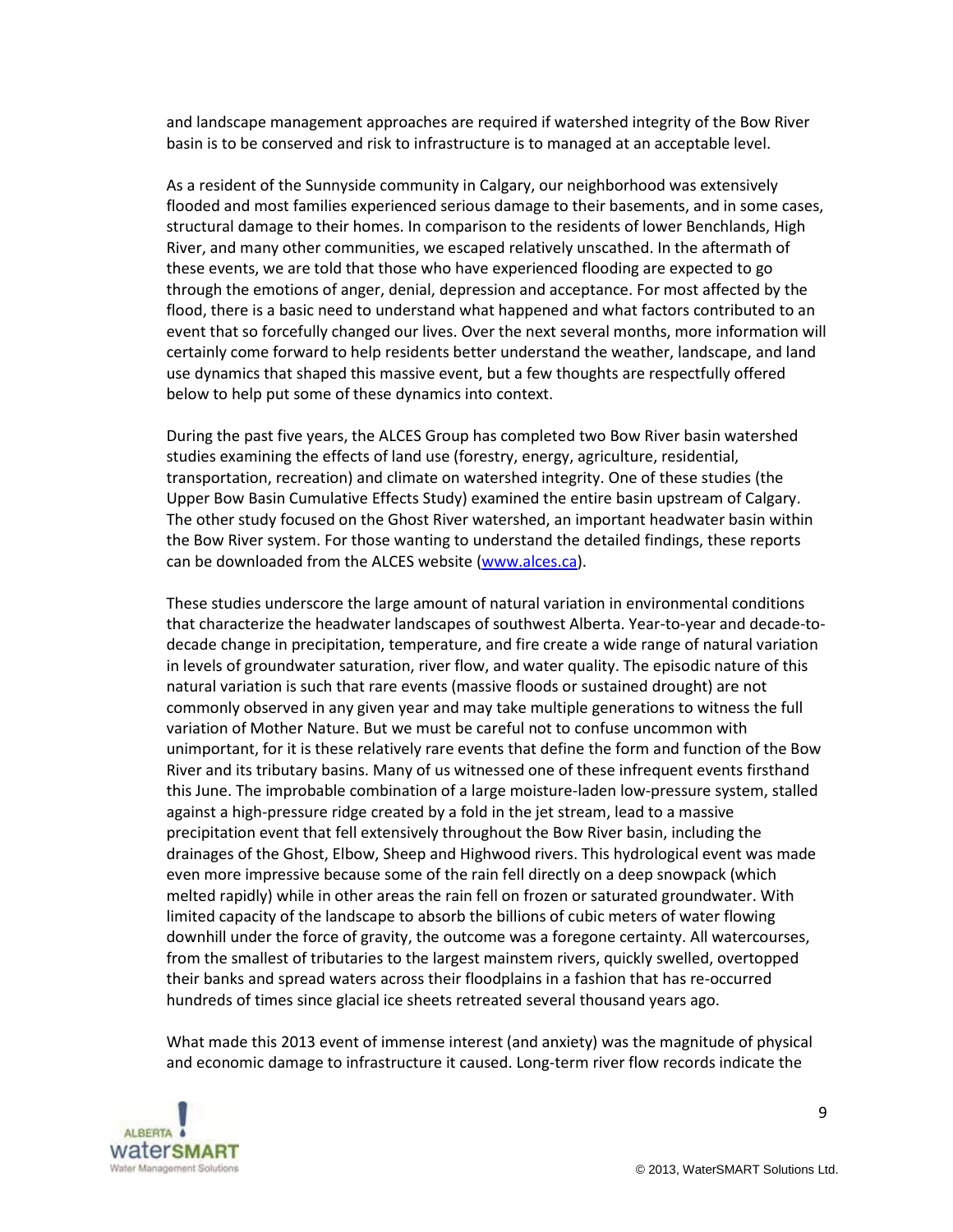and landscape management approaches are required if watershed integrity of the Bow River basin is to be conserved and risk to infrastructure is to managed at an acceptable level.

As a resident of the Sunnyside community in Calgary, our neighborhood was extensively flooded and most families experienced serious damage to their basements, and in some cases, structural damage to their homes. In comparison to the residents of lower Benchlands, High River, and many other communities, we escaped relatively unscathed. In the aftermath of these events, we are told that those who have experienced flooding are expected to go through the emotions of anger, denial, depression and acceptance. For most affected by the flood, there is a basic need to understand what happened and what factors contributed to an event that so forcefully changed our lives. Over the next several months, more information will certainly come forward to help residents better understand the weather, landscape, and land use dynamics that shaped this massive event, but a few thoughts are respectfully offered below to help put some of these dynamics into context.

During the past five years, the ALCES Group has completed two Bow River basin watershed studies examining the effects of land use (forestry, energy, agriculture, residential, transportation, recreation) and climate on watershed integrity. One of these studies (the Upper Bow Basin Cumulative Effects Study) examined the entire basin upstream of Calgary. The other study focused on the Ghost River watershed, an important headwater basin within the Bow River system. For those wanting to understand the detailed findings, these reports can be downloaded from the ALCES website ([www.alces.ca](http://www.alces.ca)).

These studies underscore the large amount of natural variation in environmental conditions that characterize the headwater landscapes of southwest Alberta. Year-to-year and decade-to-decade change in precipitation, temperature, and fire create a wide range of natural variation in levels of groundwater saturation, river flow, and water quality. The episodic nature of this natural variation is such that rare events (massive floods or sustained drought) are not commonly observed in any given year and may take multiple generations to witness the full variation of Mother Nature. But we must be careful not to confuse uncommon with unimportant, for it is these relatively rare events that define the form and function of the Bow River and its tributary basins. Many of us witnessed one of these infrequent events firsthand this June. The improbable combination of a large moisture-laden low-pressure system, stalled against a high-pressure ridge created by a fold in the jet stream, lead to a massive precipitation event that fell extensively throughout the Bow River basin, including the drainages of the Ghost, Elbow, Sheep and Highwood rivers. This hydrological event was made even more impressive because some of the rain fell directly on a deep snowpack (which melted rapidly) while in other areas the rain fell on frozen or saturated groundwater. With limited capacity of the landscape to absorb the billions of cubic meters of water flowing downhill under the force of gravity, the outcome was a foregone certainty. All watercourses, from the smallest of tributaries to the largest mainstem rivers, quickly swelled, overtopped their banks and spread waters across their floodplains in a fashion that has re-occurred hundreds of times since glacial ice sheets retreated several thousand years ago.

What made this 2013 event of immense interest (and anxiety) was the magnitude of physical and economic damage to infrastructure it caused. Long-term river flow records indicate the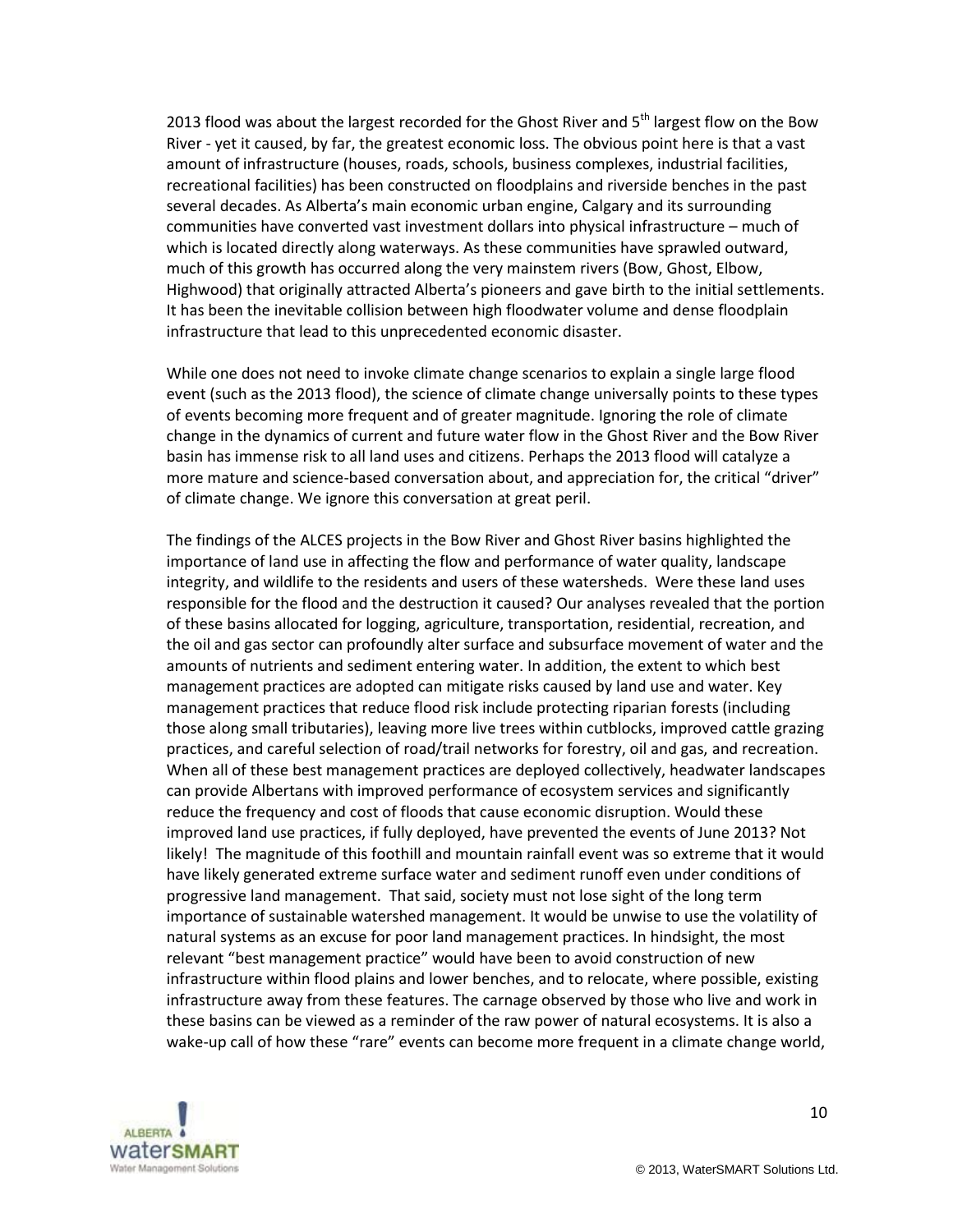2013 flood was about the largest recorded for the Ghost River and 5th largest flow on the Bow River - yet it caused, by far, the greatest economic loss. The obvious point here is that a vast amount of infrastructure (houses, roads, schools, business complexes, industrial facilities, recreational facilities) has been constructed on floodplains and riverside benches in the past several decades. As Alberta's main economic urban engine, Calgary and its surrounding communities have converted vast investment dollars into physical infrastructure – much of which is located directly along waterways. As these communities have sprawled outward, much of this growth has occurred along the very mainstem rivers (Bow, Ghost, Elbow, Highwood) that originally attracted Alberta's pioneers and gave birth to the initial settlements. It has been the inevitable collision between high floodwater volume and dense floodplain infrastructure that lead to this unprecedented economic disaster.

While one does not need to invoke climate change scenarios to explain a single large flood event (such as the 2013 flood), the science of climate change universally points to these types of events becoming more frequent and of greater magnitude. Ignoring the role of climate change in the dynamics of current and future water flow in the Ghost River and the Bow River basin has immense risk to all land uses and citizens. Perhaps the 2013 flood will catalyze a more mature and science-based conversation about, and appreciation for, the critical "driver" of climate change. We ignore this conversation at great peril.

The findings of the ALCES projects in the Bow River and Ghost River basins highlighted the importance of land use in affecting the flow and performance of water quality, landscape integrity, and wildlife to the residents and users of these watersheds. Were these land uses responsible for the flood and the destruction it caused? Our analyses revealed that the portion of these basins allocated for logging, agriculture, transportation, residential, recreation, and the oil and gas sector can profoundly alter surface and subsurface movement of water and the amounts of nutrients and sediment entering water. In addition, the extent to which best management practices are adopted can mitigate risks caused by land use and water. Key management practices that reduce flood risk include protecting riparian forests (including those along small tributaries), leaving more live trees within cutblocks, improved cattle grazing practices, and careful selection of road/trail networks for forestry, oil and gas, and recreation. When all of these best management practices are deployed collectively, headwater landscapes can provide Albertans with improved performance of ecosystem services and significantly reduce the frequency and cost of floods that cause economic disruption. Would these improved land use practices, if fully deployed, have prevented the events of June 2013? Not likely! The magnitude of this foothill and mountain rainfall event was so extreme that it would have likely generated extreme surface water and sediment runoff even under conditions of progressive land management. That said, society must not lose sight of the long term importance of sustainable watershed management. It would be unwise to use the volatility of natural systems as an excuse for poor land management practices. In hindsight, the most relevant "best management practice" would have been to avoid construction of new infrastructure within flood plains and lower benches, and to relocate, where possible, existing infrastructure away from these features. The carnage observed by those who live and work in these basins can be viewed as a reminder of the raw power of natural ecosystems. It is also a wake-up call of how these "rare" events can become more frequent in a climate change world,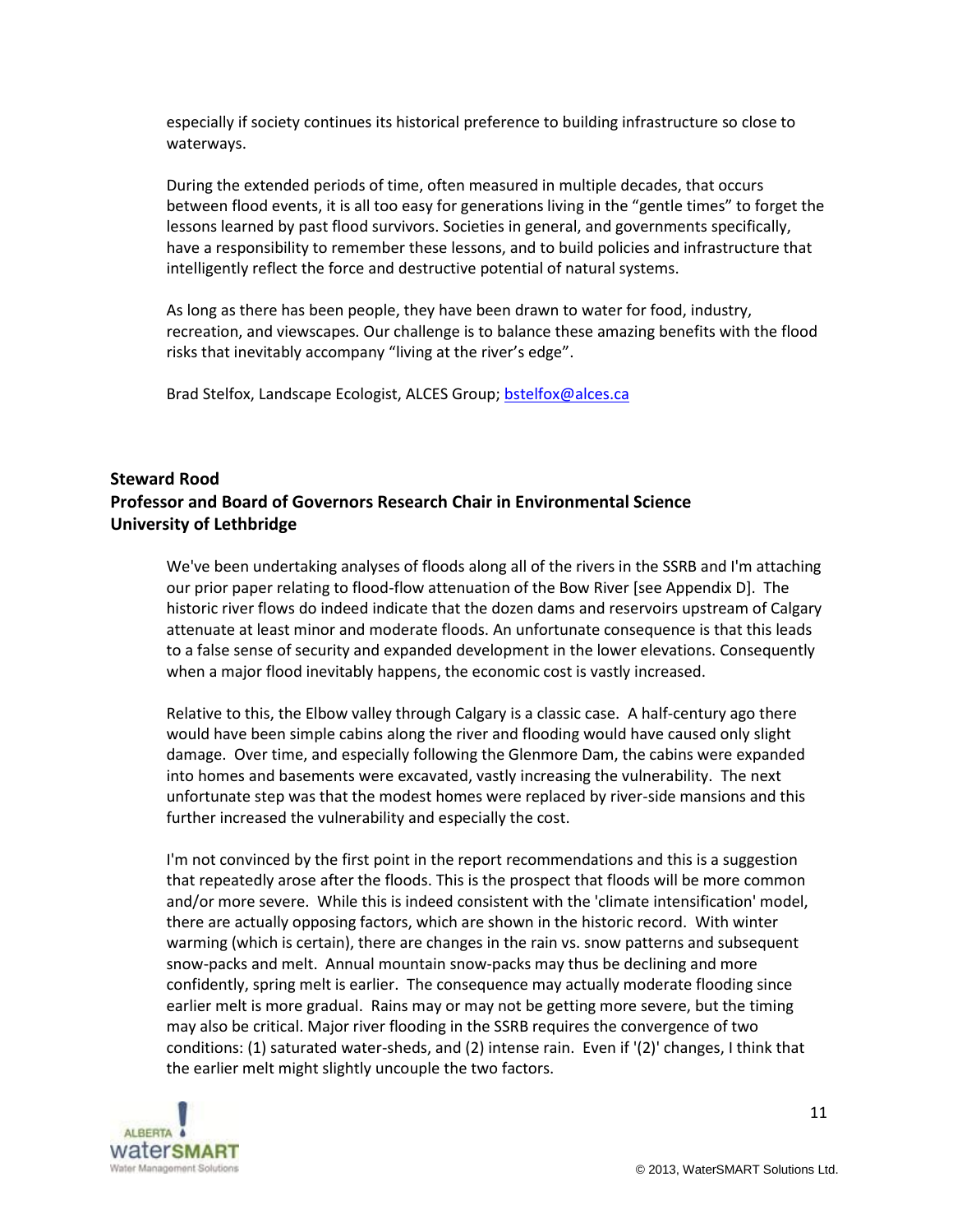especially if society continues its historical preference to building infrastructure so close to waterways.

During the extended periods of time, often measured in multiple decades, that occurs between flood events, it is all too easy for generations living in the "gentle times" to forget the lessons learned by past flood survivors. Societies in general, and governments specifically, have a responsibility to remember these lessons, and to build policies and infrastructure that intelligently reflect the force and destructive potential of natural systems.

As long as there has been people, they have been drawn to water for food, industry, recreation, and viewscapes. Our challenge is to balance these amazing benefits with the flood risks that inevitably accompany "living at the river's edge".

Brad Stelfox, Landscape Ecologist, ALCES Group; bstelfox@alces.ca

**Steward Rood**
**Professor and Board of Governors Research Chair in Environmental Science**
**University of Lethbridge**

We've been undertaking analyses of floods along all of the rivers in the SSRB and I'm attaching our prior paper relating to flood-flow attenuation of the Bow River [see Appendix D]. The historic river flows do indeed indicate that the dozen dams and reservoirs upstream of Calgary attenuate at least minor and moderate floods. An unfortunate consequence is that this leads to a false sense of security and expanded development in the lower elevations. Consequently when a major flood inevitably happens, the economic cost is vastly increased.

Relative to this, the Elbow valley through Calgary is a classic case. A half-century ago there would have been simple cabins along the river and flooding would have caused only slight damage. Over time, and especially following the Glenmore Dam, the cabins were expanded into homes and basements were excavated, vastly increasing the vulnerability. The next unfortunate step was that the modest homes were replaced by river-side mansions and this further increased the vulnerability and especially the cost.

I'm not convinced by the first point in the report recommendations and this is a suggestion that repeatedly arose after the floods. This is the prospect that floods will be more common and/or more severe. While this is indeed consistent with the 'climate intensification' model, there are actually opposing factors, which are shown in the historic record. With winter warming (which is certain), there are changes in the rain vs. snow patterns and subsequent snow-packs and melt. Annual mountain snow-packs may thus be declining and more confidently, spring melt is earlier. The consequence may actually moderate flooding since earlier melt is more gradual. Rains may or may not be getting more severe, but the timing may also be critical. Major river flooding in the SSRB requires the convergence of two conditions: (1) saturated water-sheds, and (2) intense rain. Even if '(2)' changes, I think that the earlier melt might slightly uncouple the two factors.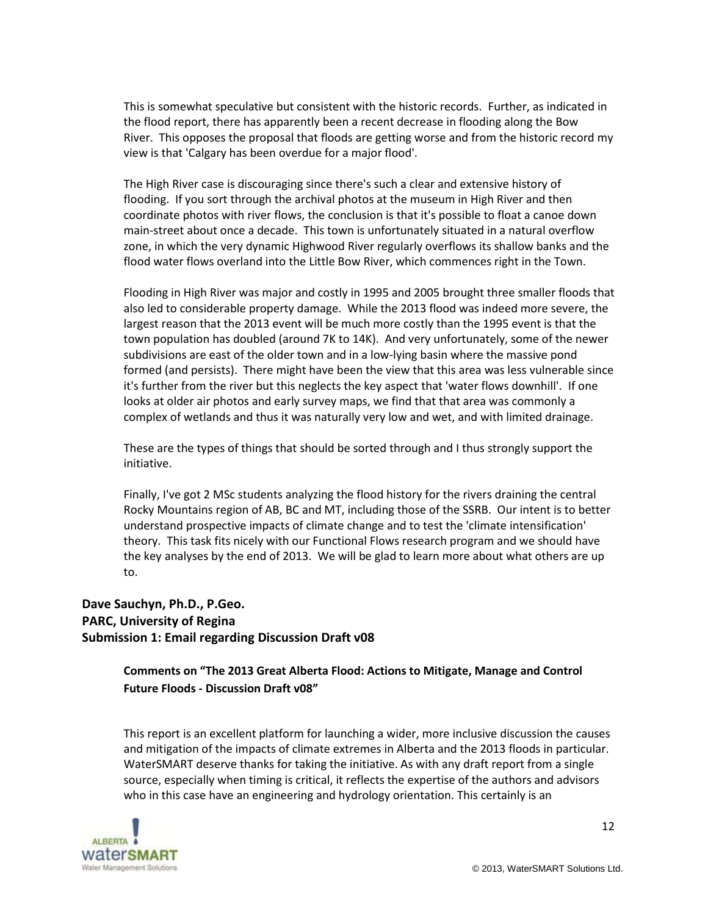This is somewhat speculative but consistent with the historic records. Further, as indicated in the flood report, there has apparently been a recent decrease in flooding along the Bow River. This opposes the proposal that floods are getting worse and from the historic record my view is that 'Calgary has been overdue for a major flood'.

The High River case is discouraging since there's such a clear and extensive history of flooding. If you sort through the archival photos at the museum in High River and then coordinate photos with river flows, the conclusion is that it's possible to float a canoe down main-street about once a decade. This town is unfortunately situated in a natural overflow zone, in which the very dynamic Highwood River regularly overflows its shallow banks and the flood water flows overland into the Little Bow River, which commences right in the Town.

Flooding in High River was major and costly in 1995 and 2005 brought three smaller floods that also led to considerable property damage. While the 2013 flood was indeed more severe, the largest reason that the 2013 event will be much more costly than the 1995 event is that the town population has doubled (around 7K to 14K). And very unfortunately, some of the newer subdivisions are east of the older town and in a low-lying basin where the massive pond formed (and persists). There might have been the view that this area was less vulnerable since it's further from the river but this neglects the key aspect that 'water flows downhill'. If one looks at older air photos and early survey maps, we find that that area was commonly a complex of wetlands and thus it was naturally very low and wet, and with limited drainage.

These are the types of things that should be sorted through and I thus strongly support the initiative.

Finally, I've got 2 MSc students analyzing the flood history for the rivers draining the central Rocky Mountains region of AB, BC and MT, including those of the SSRB. Our intent is to better understand prospective impacts of climate change and to test the 'climate intensification' theory. This task fits nicely with our Functional Flows research program and we should have the key analyses by the end of 2013. We will be glad to learn more about what others are up to.

**Dave Sauchyn, Ph.D., P.Geo.**
**PARC, University of Regina**
**Submission 1: Email regarding Discussion Draft v08**

**Comments on "The 2013 Great Alberta Flood: Actions to Mitigate, Manage and Control Future Floods - Discussion Draft v08"**

This report is an excellent platform for launching a wider, more inclusive discussion the causes and mitigation of the impacts of climate extremes in Alberta and the 2013 floods in particular. WaterSMART deserve thanks for taking the initiative. As with any draft report from a single source, especially when timing is critical, it reflects the expertise of the authors and advisors who in this case have an engineering and hydrology orientation. This certainly is an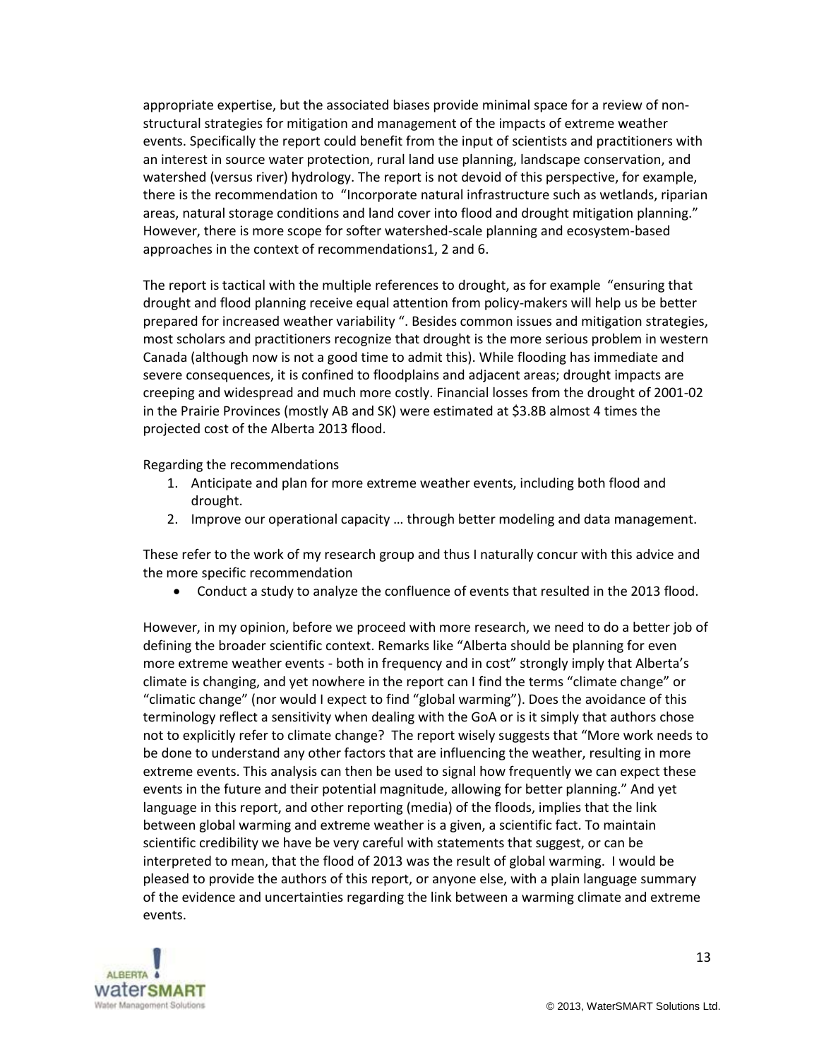appropriate expertise, but the associated biases provide minimal space for a review of non-structural strategies for mitigation and management of the impacts of extreme weather events. Specifically the report could benefit from the input of scientists and practitioners with an interest in source water protection, rural land use planning, landscape conservation, and watershed (versus river) hydrology. The report is not devoid of this perspective, for example, there is the recommendation to "Incorporate natural infrastructure such as wetlands, riparian areas, natural storage conditions and land cover into flood and drought mitigation planning." However, there is more scope for softer watershed-scale planning and ecosystem-based approaches in the context of recommendations1, 2 and 6.

The report is tactical with the multiple references to drought, as for example "ensuring that drought and flood planning receive equal attention from policy-makers will help us be better prepared for increased weather variability ". Besides common issues and mitigation strategies, most scholars and practitioners recognize that drought is the more serious problem in western Canada (although now is not a good time to admit this). While flooding has immediate and severe consequences, it is confined to floodplains and adjacent areas; drought impacts are creeping and widespread and much more costly. Financial losses from the drought of 2001-02 in the Prairie Provinces (mostly AB and SK) were estimated at $3.8B almost 4 times the projected cost of the Alberta 2013 flood.

Regarding the recommendations

1. Anticipate and plan for more extreme weather events, including both flood and drought.
2. Improve our operational capacity … through better modeling and data management.

These refer to the work of my research group and thus I naturally concur with this advice and the more specific recommendation

- Conduct a study to analyze the confluence of events that resulted in the 2013 flood.

However, in my opinion, before we proceed with more research, we need to do a better job of defining the broader scientific context. Remarks like "Alberta should be planning for even more extreme weather events - both in frequency and in cost" strongly imply that Alberta's climate is changing, and yet nowhere in the report can I find the terms "climate change" or "climatic change" (nor would I expect to find "global warming"). Does the avoidance of this terminology reflect a sensitivity when dealing with the GoA or is it simply that authors chose not to explicitly refer to climate change? The report wisely suggests that "More work needs to be done to understand any other factors that are influencing the weather, resulting in more extreme events. This analysis can then be used to signal how frequently we can expect these events in the future and their potential magnitude, allowing for better planning." And yet language in this report, and other reporting (media) of the floods, implies that the link between global warming and extreme weather is a given, a scientific fact. To maintain scientific credibility we have be very careful with statements that suggest, or can be interpreted to mean, that the flood of 2013 was the result of global warming. I would be pleased to provide the authors of this report, or anyone else, with a plain language summary of the evidence and uncertainties regarding the link between a warming climate and extreme events.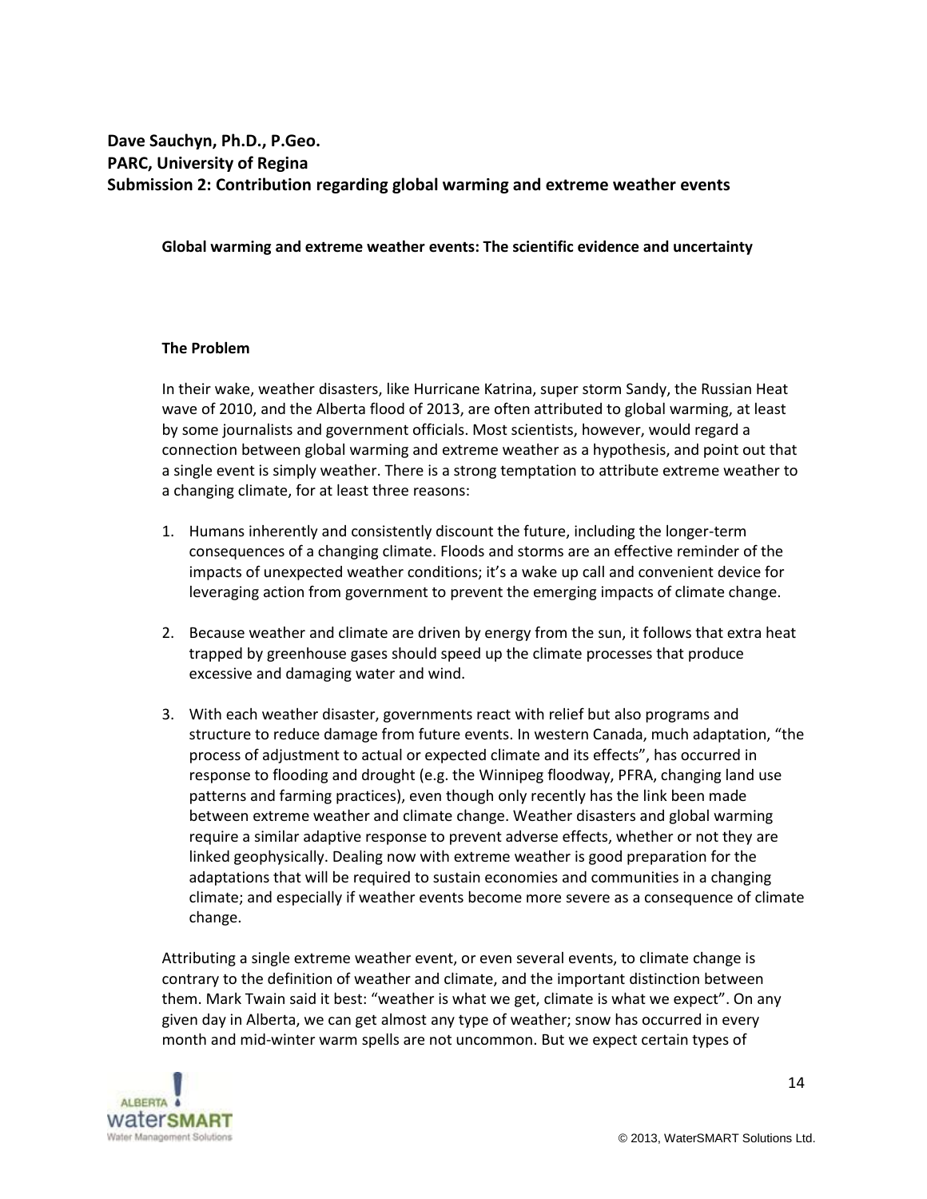**Dave Sauchyn, Ph.D., P.Geo.**
**PARC, University of Regina**
**Submission 2: Contribution regarding global warming and extreme weather events**

**Global warming and extreme weather events: The scientific evidence and uncertainty**

**The Problem**

In their wake, weather disasters, like Hurricane Katrina, super storm Sandy, the Russian Heat wave of 2010, and the Alberta flood of 2013, are often attributed to global warming, at least by some journalists and government officials. Most scientists, however, would regard a connection between global warming and extreme weather as a hypothesis, and point out that a single event is simply weather. There is a strong temptation to attribute extreme weather to a changing climate, for at least three reasons:

1. Humans inherently and consistently discount the future, including the longer-term consequences of a changing climate. Floods and storms are an effective reminder of the impacts of unexpected weather conditions; it's a wake up call and convenient device for leveraging action from government to prevent the emerging impacts of climate change.

2. Because weather and climate are driven by energy from the sun, it follows that extra heat trapped by greenhouse gases should speed up the climate processes that produce excessive and damaging water and wind.

3. With each weather disaster, governments react with relief but also programs and structure to reduce damage from future events. In western Canada, much adaptation, "the process of adjustment to actual or expected climate and its effects", has occurred in response to flooding and drought (e.g. the Winnipeg floodway, PFRA, changing land use patterns and farming practices), even though only recently has the link been made between extreme weather and climate change. Weather disasters and global warming require a similar adaptive response to prevent adverse effects, whether or not they are linked geophysically. Dealing now with extreme weather is good preparation for the adaptations that will be required to sustain economies and communities in a changing climate; and especially if weather events become more severe as a consequence of climate change.

Attributing a single extreme weather event, or even several events, to climate change is contrary to the definition of weather and climate, and the important distinction between them. Mark Twain said it best: "weather is what we get, climate is what we expect". On any given day in Alberta, we can get almost any type of weather; snow has occurred in every month and mid-winter warm spells are not uncommon. But we expect certain types of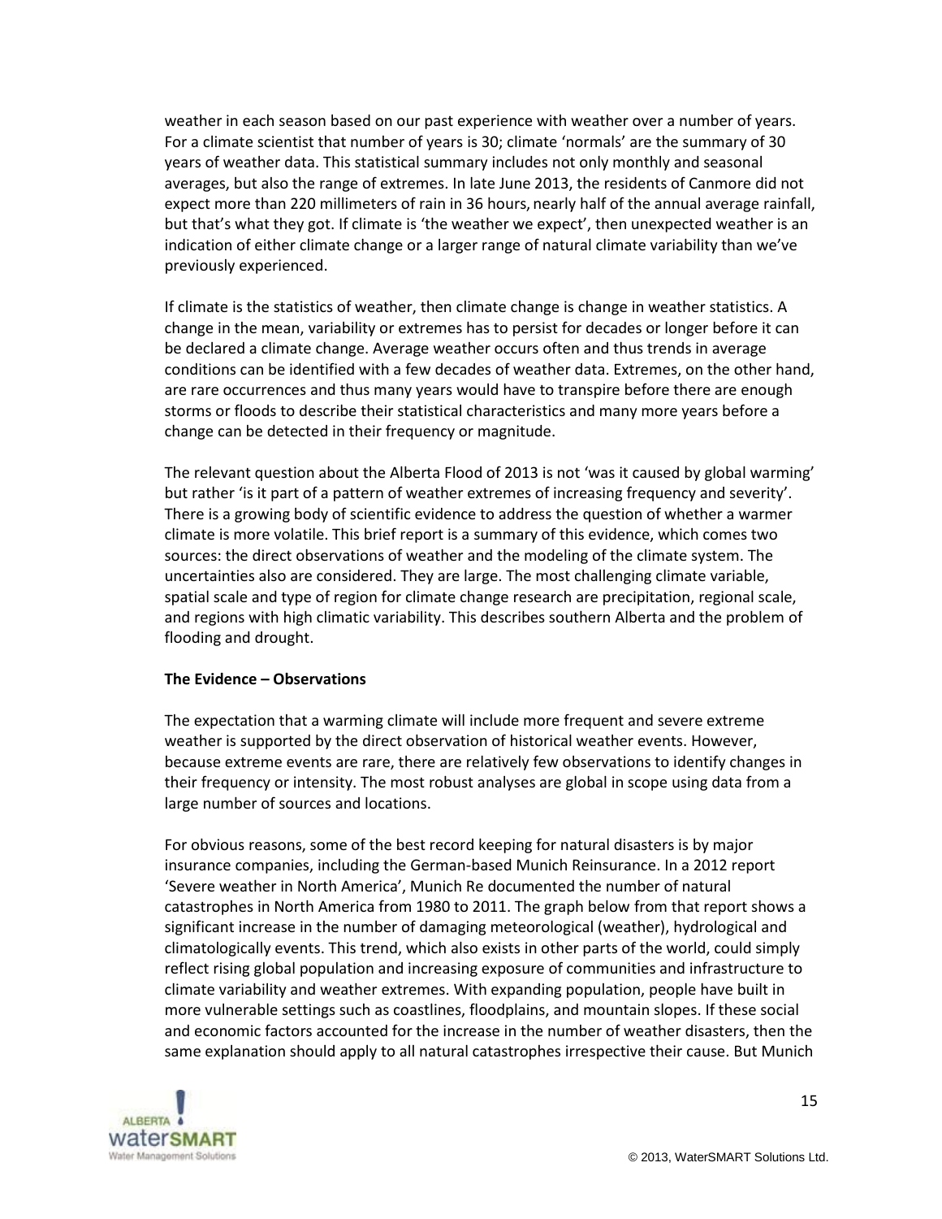weather in each season based on our past experience with weather over a number of years. For a climate scientist that number of years is 30; climate 'normals' are the summary of 30 years of weather data. This statistical summary includes not only monthly and seasonal averages, but also the range of extremes. In late June 2013, the residents of Canmore did not expect more than 220 millimeters of rain in 36 hours, nearly half of the annual average rainfall, but that's what they got. If climate is 'the weather we expect', then unexpected weather is an indication of either climate change or a larger range of natural climate variability than we've previously experienced.

If climate is the statistics of weather, then climate change is change in weather statistics. A change in the mean, variability or extremes has to persist for decades or longer before it can be declared a climate change. Average weather occurs often and thus trends in average conditions can be identified with a few decades of weather data. Extremes, on the other hand, are rare occurrences and thus many years would have to transpire before there are enough storms or floods to describe their statistical characteristics and many more years before a change can be detected in their frequency or magnitude.

The relevant question about the Alberta Flood of 2013 is not 'was it caused by global warming' but rather 'is it part of a pattern of weather extremes of increasing frequency and severity'. There is a growing body of scientific evidence to address the question of whether a warmer climate is more volatile. This brief report is a summary of this evidence, which comes two sources: the direct observations of weather and the modeling of the climate system. The uncertainties also are considered. They are large. The most challenging climate variable, spatial scale and type of region for climate change research are precipitation, regional scale, and regions with high climatic variability. This describes southern Alberta and the problem of flooding and drought.

**The Evidence – Observations**

The expectation that a warming climate will include more frequent and severe extreme weather is supported by the direct observation of historical weather events. However, because extreme events are rare, there are relatively few observations to identify changes in their frequency or intensity. The most robust analyses are global in scope using data from a large number of sources and locations.

For obvious reasons, some of the best record keeping for natural disasters is by major insurance companies, including the German-based Munich Reinsurance. In a 2012 report 'Severe weather in North America', Munich Re documented the number of natural catastrophes in North America from 1980 to 2011. The graph below from that report shows a significant increase in the number of damaging meteorological (weather), hydrological and climatologically events. This trend, which also exists in other parts of the world, could simply reflect rising global population and increasing exposure of communities and infrastructure to climate variability and weather extremes. With expanding population, people have built in more vulnerable settings such as coastlines, floodplains, and mountain slopes. If these social and economic factors accounted for the increase in the number of weather disasters, then the same explanation should apply to all natural catastrophes irrespective their cause. But Munich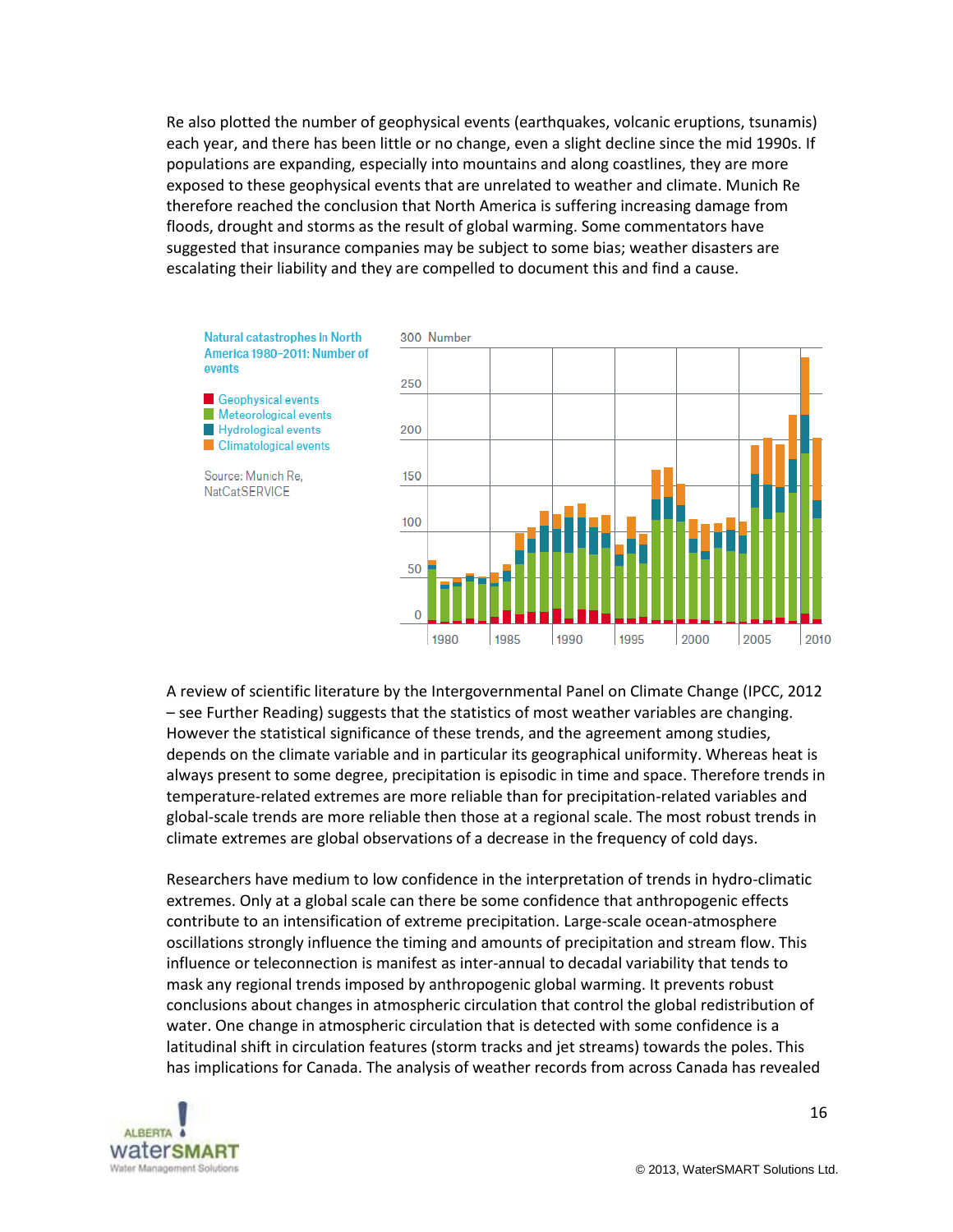Re also plotted the number of geophysical events (earthquakes, volcanic eruptions, tsunamis) each year, and there has been little or no change, even a slight decline since the mid 1990s. If populations are expanding, especially into mountains and along coastlines, they are more exposed to these geophysical events that are unrelated to weather and climate. Munich Re therefore reached the conclusion that North America is suffering increasing damage from floods, drought and storms as the result of global warming. Some commentators have suggested that insurance companies may be subject to some bias; weather disasters are escalating their liability and they are compelled to document this and find a cause.

**Natural catastrophes in North America 1980–2011: Number of events**

- Geophysical events
- Meteorological events
- Hydrological events
- Climatological events

Source: Munich Re, NatCatSERVICE

A review of scientific literature by the Intergovernmental Panel on Climate Change (IPCC, 2012 – see Further Reading) suggests that the statistics of most weather variables are changing. However the statistical significance of these trends, and the agreement among studies, depends on the climate variable and in particular its geographical uniformity. Whereas heat is always present to some degree, precipitation is episodic in time and space. Therefore trends in temperature-related extremes are more reliable than for precipitation-related variables and global-scale trends are more reliable then those at a regional scale. The most robust trends in climate extremes are global observations of a decrease in the frequency of cold days.

Researchers have medium to low confidence in the interpretation of trends in hydro-climatic extremes. Only at a global scale can there be some confidence that anthropogenic effects contribute to an intensification of extreme precipitation. Large-scale ocean-atmosphere oscillations strongly influence the timing and amounts of precipitation and stream flow. This influence or teleconnection is manifest as inter-annual to decadal variability that tends to mask any regional trends imposed by anthropogenic global warming. It prevents robust conclusions about changes in atmospheric circulation that control the global redistribution of water. One change in atmospheric circulation that is detected with some confidence is a latitudinal shift in circulation features (storm tracks and jet streams) towards the poles. This has implications for Canada. The analysis of weather records from across Canada has revealed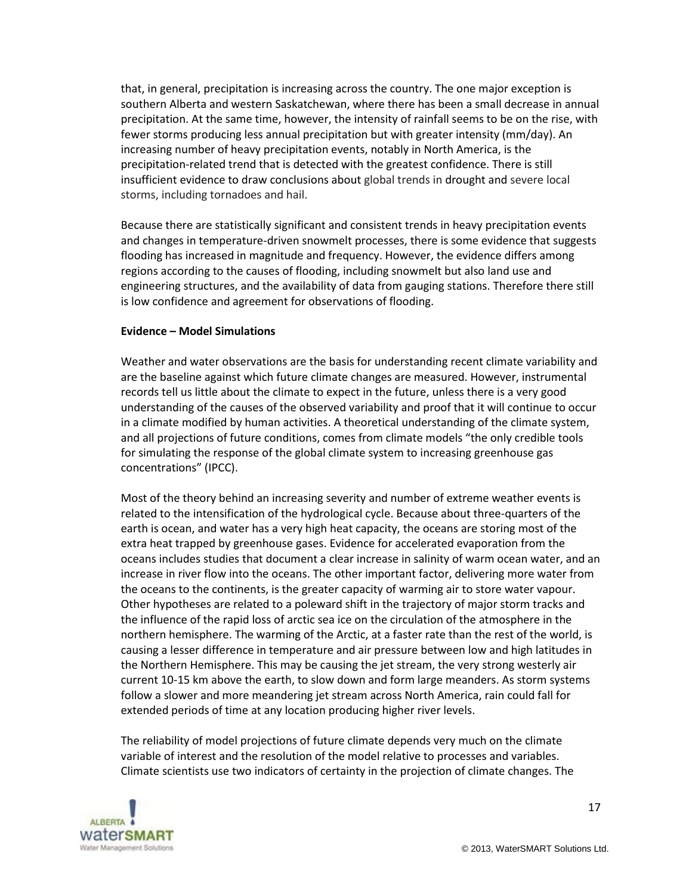that, in general, precipitation is increasing across the country. The one major exception is southern Alberta and western Saskatchewan, where there has been a small decrease in annual precipitation. At the same time, however, the intensity of rainfall seems to be on the rise, with fewer storms producing less annual precipitation but with greater intensity (mm/day). An increasing number of heavy precipitation events, notably in North America, is the precipitation-related trend that is detected with the greatest confidence. There is still insufficient evidence to draw conclusions about global trends in drought and severe local storms, including tornadoes and hail.

Because there are statistically significant and consistent trends in heavy precipitation events and changes in temperature-driven snowmelt processes, there is some evidence that suggests flooding has increased in magnitude and frequency. However, the evidence differs among regions according to the causes of flooding, including snowmelt but also land use and engineering structures, and the availability of data from gauging stations. Therefore there still is low confidence and agreement for observations of flooding.

**Evidence – Model Simulations**

Weather and water observations are the basis for understanding recent climate variability and are the baseline against which future climate changes are measured. However, instrumental records tell us little about the climate to expect in the future, unless there is a very good understanding of the causes of the observed variability and proof that it will continue to occur in a climate modified by human activities. A theoretical understanding of the climate system, and all projections of future conditions, comes from climate models "the only credible tools for simulating the response of the global climate system to increasing greenhouse gas concentrations" (IPCC).

Most of the theory behind an increasing severity and number of extreme weather events is related to the intensification of the hydrological cycle. Because about three-quarters of the earth is ocean, and water has a very high heat capacity, the oceans are storing most of the extra heat trapped by greenhouse gases. Evidence for accelerated evaporation from the oceans includes studies that document a clear increase in salinity of warm ocean water, and an increase in river flow into the oceans. The other important factor, delivering more water from the oceans to the continents, is the greater capacity of warming air to store water vapour. Other hypotheses are related to a poleward shift in the trajectory of major storm tracks and the influence of the rapid loss of arctic sea ice on the circulation of the atmosphere in the northern hemisphere. The warming of the Arctic, at a faster rate than the rest of the world, is causing a lesser difference in temperature and air pressure between low and high latitudes in the Northern Hemisphere. This may be causing the jet stream, the very strong westerly air current 10-15 km above the earth, to slow down and form large meanders. As storm systems follow a slower and more meandering jet stream across North America, rain could fall for extended periods of time at any location producing higher river levels.

The reliability of model projections of future climate depends very much on the climate variable of interest and the resolution of the model relative to processes and variables. Climate scientists use two indicators of certainty in the projection of climate changes. The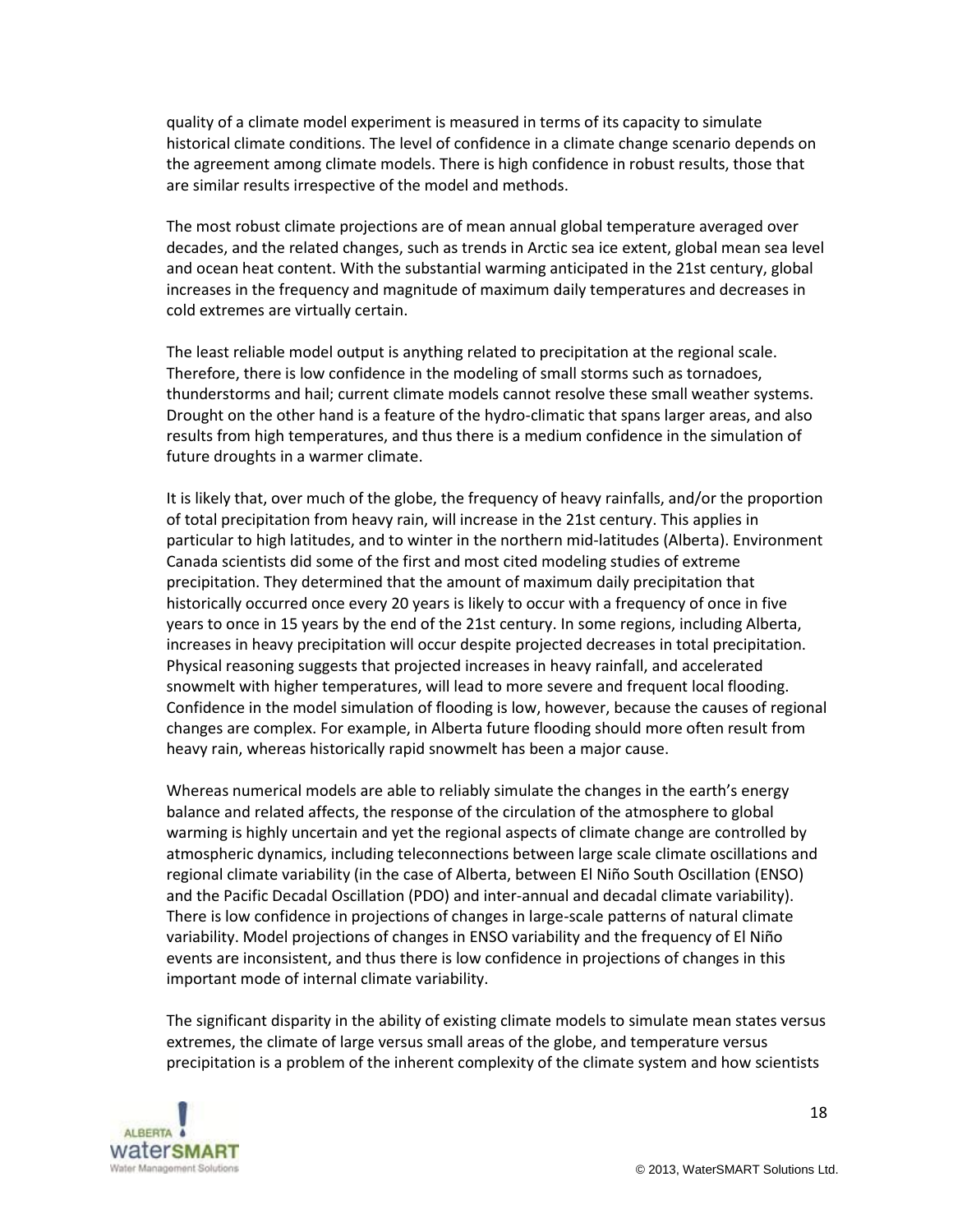quality of a climate model experiment is measured in terms of its capacity to simulate historical climate conditions. The level of confidence in a climate change scenario depends on the agreement among climate models. There is high confidence in robust results, those that are similar results irrespective of the model and methods.

The most robust climate projections are of mean annual global temperature averaged over decades, and the related changes, such as trends in Arctic sea ice extent, global mean sea level and ocean heat content. With the substantial warming anticipated in the 21st century, global increases in the frequency and magnitude of maximum daily temperatures and decreases in cold extremes are virtually certain.

The least reliable model output is anything related to precipitation at the regional scale. Therefore, there is low confidence in the modeling of small storms such as tornadoes, thunderstorms and hail; current climate models cannot resolve these small weather systems. Drought on the other hand is a feature of the hydro-climatic that spans larger areas, and also results from high temperatures, and thus there is a medium confidence in the simulation of future droughts in a warmer climate.

It is likely that, over much of the globe, the frequency of heavy rainfalls, and/or the proportion of total precipitation from heavy rain, will increase in the 21st century. This applies in particular to high latitudes, and to winter in the northern mid-latitudes (Alberta). Environment Canada scientists did some of the first and most cited modeling studies of extreme precipitation. They determined that the amount of maximum daily precipitation that historically occurred once every 20 years is likely to occur with a frequency of once in five years to once in 15 years by the end of the 21st century. In some regions, including Alberta, increases in heavy precipitation will occur despite projected decreases in total precipitation. Physical reasoning suggests that projected increases in heavy rainfall, and accelerated snowmelt with higher temperatures, will lead to more severe and frequent local flooding. Confidence in the model simulation of flooding is low, however, because the causes of regional changes are complex. For example, in Alberta future flooding should more often result from heavy rain, whereas historically rapid snowmelt has been a major cause.

Whereas numerical models are able to reliably simulate the changes in the earth's energy balance and related affects, the response of the circulation of the atmosphere to global warming is highly uncertain and yet the regional aspects of climate change are controlled by atmospheric dynamics, including teleconnections between large scale climate oscillations and regional climate variability (in the case of Alberta, between El Niño South Oscillation (ENSO) and the Pacific Decadal Oscillation (PDO) and inter-annual and decadal climate variability). There is low confidence in projections of changes in large-scale patterns of natural climate variability. Model projections of changes in ENSO variability and the frequency of El Niño events are inconsistent, and thus there is low confidence in projections of changes in this important mode of internal climate variability.

The significant disparity in the ability of existing climate models to simulate mean states versus extremes, the climate of large versus small areas of the globe, and temperature versus precipitation is a problem of the inherent complexity of the climate system and how scientists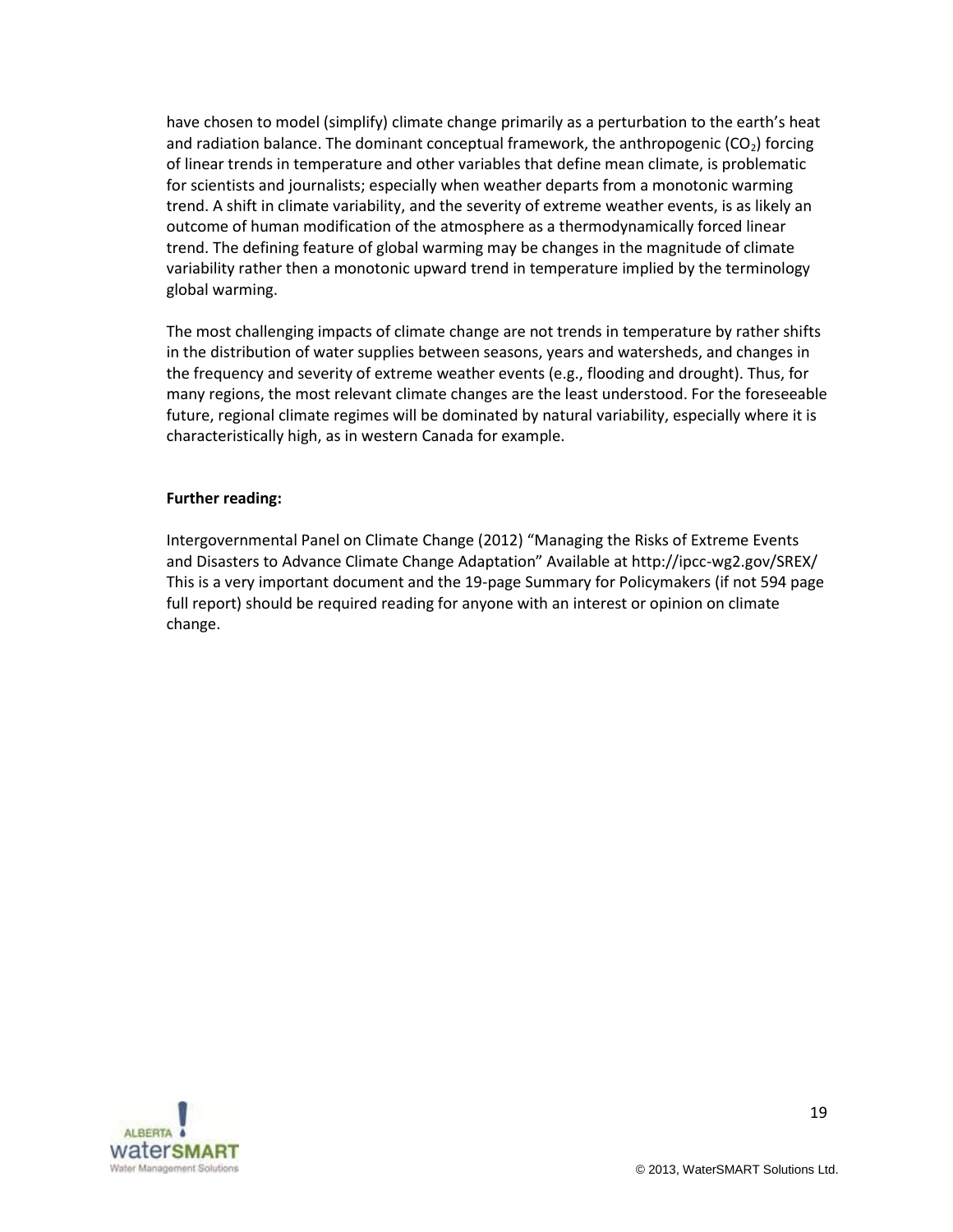have chosen to model (simplify) climate change primarily as a perturbation to the earth's heat and radiation balance. The dominant conceptual framework, the anthropogenic ($CO_2$) forcing of linear trends in temperature and other variables that define mean climate, is problematic for scientists and journalists; especially when weather departs from a monotonic warming trend. A shift in climate variability, and the severity of extreme weather events, is as likely an outcome of human modification of the atmosphere as a thermodynamically forced linear trend. The defining feature of global warming may be changes in the magnitude of climate variability rather then a monotonic upward trend in temperature implied by the terminology global warming.

The most challenging impacts of climate change are not trends in temperature by rather shifts in the distribution of water supplies between seasons, years and watersheds, and changes in the frequency and severity of extreme weather events (e.g., flooding and drought). Thus, for many regions, the most relevant climate changes are the least understood. For the foreseeable future, regional climate regimes will be dominated by natural variability, especially where it is characteristically high, as in western Canada for example.

**Further reading:**

Intergovernmental Panel on Climate Change (2012) "Managing the Risks of Extreme Events and Disasters to Advance Climate Change Adaptation" Available at http://ipcc-wg2.gov/SREX/ This is a very important document and the 19-page Summary for Policymakers (if not 594 page full report) should be required reading for anyone with an interest or opinion on climate change.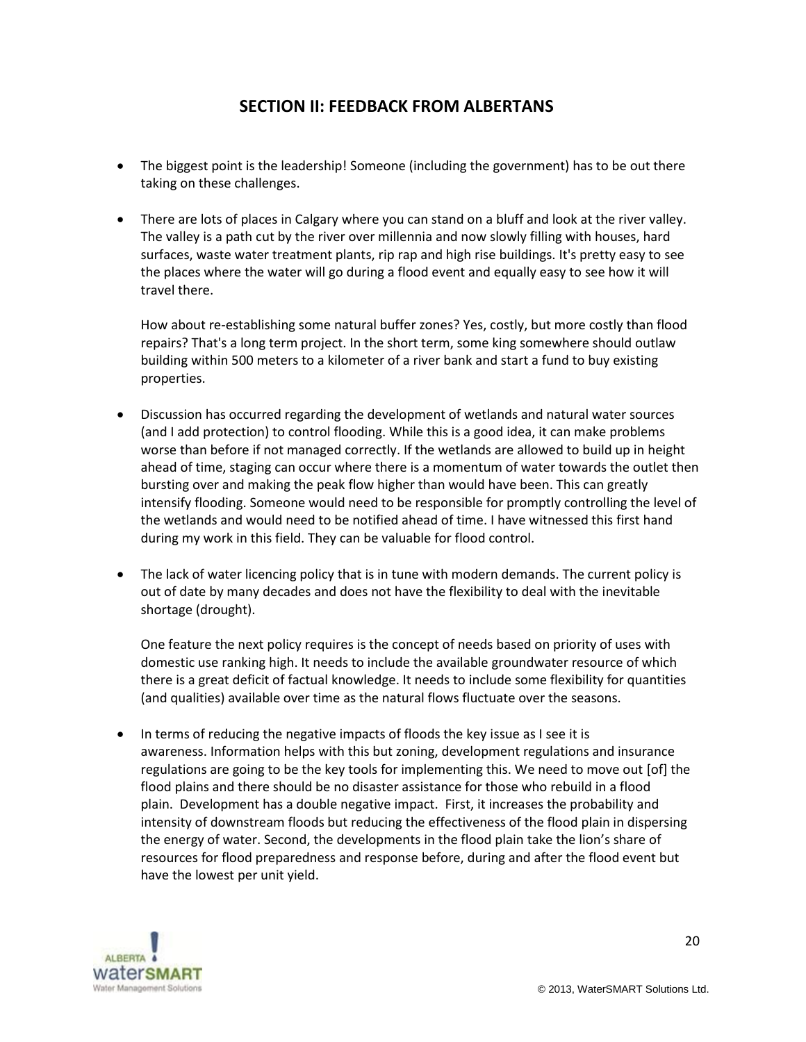## SECTION II: FEEDBACK FROM ALBERTANS

- The biggest point is the leadership! Someone (including the government) has to be out there taking on these challenges.

- There are lots of places in Calgary where you can stand on a bluff and look at the river valley. The valley is a path cut by the river over millennia and now slowly filling with houses, hard surfaces, waste water treatment plants, rip rap and high rise buildings. It's pretty easy to see the places where the water will go during a flood event and equally easy to see how it will travel there.

  How about re-establishing some natural buffer zones? Yes, costly, but more costly than flood repairs? That's a long term project. In the short term, some king somewhere should outlaw building within 500 meters to a kilometer of a river bank and start a fund to buy existing properties.

- Discussion has occurred regarding the development of wetlands and natural water sources (and I add protection) to control flooding. While this is a good idea, it can make problems worse than before if not managed correctly. If the wetlands are allowed to build up in height ahead of time, staging can occur where there is a momentum of water towards the outlet then bursting over and making the peak flow higher than would have been. This can greatly intensify flooding. Someone would need to be responsible for promptly controlling the level of the wetlands and would need to be notified ahead of time. I have witnessed this first hand during my work in this field. They can be valuable for flood control.

- The lack of water licencing policy that is in tune with modern demands. The current policy is out of date by many decades and does not have the flexibility to deal with the inevitable shortage (drought).

  One feature the next policy requires is the concept of needs based on priority of uses with domestic use ranking high. It needs to include the available groundwater resource of which there is a great deficit of factual knowledge. It needs to include some flexibility for quantities (and qualities) available over time as the natural flows fluctuate over the seasons.

- In terms of reducing the negative impacts of floods the key issue as I see it is awareness. Information helps with this but zoning, development regulations and insurance regulations are going to be the key tools for implementing this. We need to move out [of] the flood plains and there should be no disaster assistance for those who rebuild in a flood plain. Development has a double negative impact. First, it increases the probability and intensity of downstream floods but reducing the effectiveness of the flood plain in dispersing the energy of water. Second, the developments in the flood plain take the lion's share of resources for flood preparedness and response before, during and after the flood event but have the lowest per unit yield.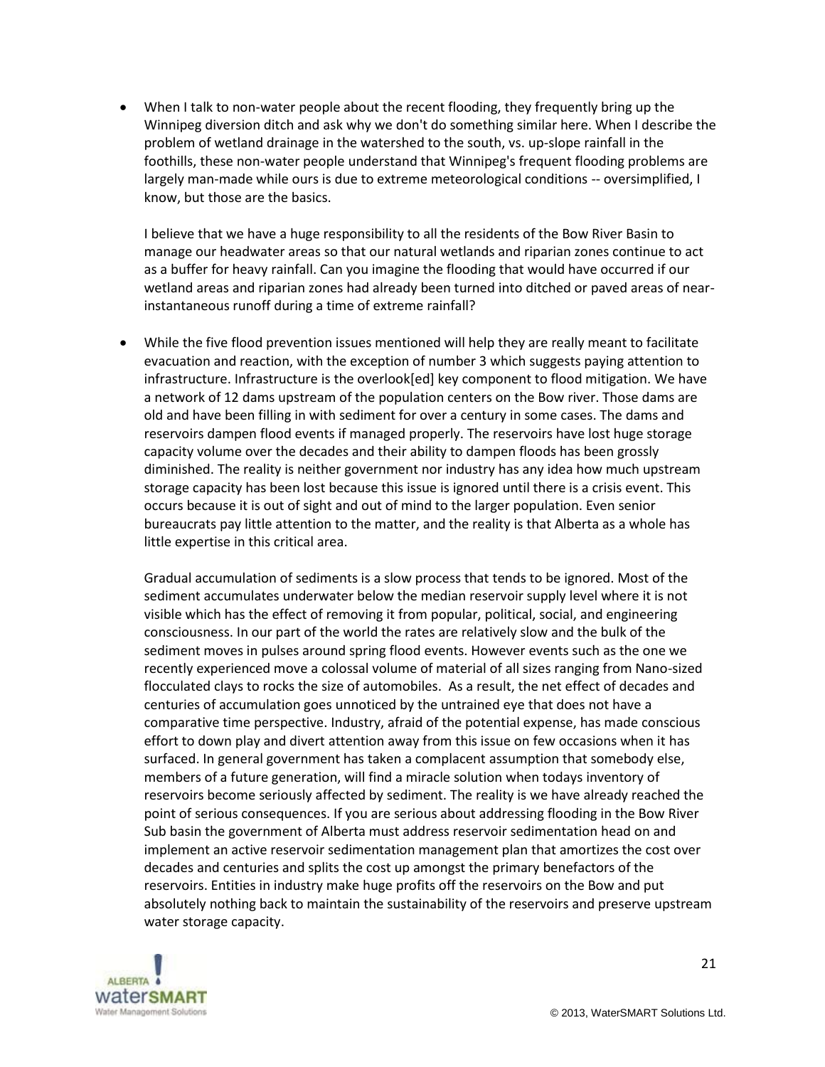- When I talk to non-water people about the recent flooding, they frequently bring up the Winnipeg diversion ditch and ask why we don't do something similar here. When I describe the problem of wetland drainage in the watershed to the south, vs. up-slope rainfall in the foothills, these non-water people understand that Winnipeg's frequent flooding problems are largely man-made while ours is due to extreme meteorological conditions -- oversimplified, I know, but those are the basics.

  I believe that we have a huge responsibility to all the residents of the Bow River Basin to manage our headwater areas so that our natural wetlands and riparian zones continue to act as a buffer for heavy rainfall. Can you imagine the flooding that would have occurred if our wetland areas and riparian zones had already been turned into ditched or paved areas of near-instantaneous runoff during a time of extreme rainfall?

- While the five flood prevention issues mentioned will help they are really meant to facilitate evacuation and reaction, with the exception of number 3 which suggests paying attention to infrastructure. Infrastructure is the overlook[ed] key component to flood mitigation. We have a network of 12 dams upstream of the population centers on the Bow river. Those dams are old and have been filling in with sediment for over a century in some cases. The dams and reservoirs dampen flood events if managed properly. The reservoirs have lost huge storage capacity volume over the decades and their ability to dampen floods has been grossly diminished. The reality is neither government nor industry has any idea how much upstream storage capacity has been lost because this issue is ignored until there is a crisis event. This occurs because it is out of sight and out of mind to the larger population. Even senior bureaucrats pay little attention to the matter, and the reality is that Alberta as a whole has little expertise in this critical area.

  Gradual accumulation of sediments is a slow process that tends to be ignored. Most of the sediment accumulates underwater below the median reservoir supply level where it is not visible which has the effect of removing it from popular, political, social, and engineering consciousness. In our part of the world the rates are relatively slow and the bulk of the sediment moves in pulses around spring flood events. However events such as the one we recently experienced move a colossal volume of material of all sizes ranging from Nano-sized flocculated clays to rocks the size of automobiles. As a result, the net effect of decades and centuries of accumulation goes unnoticed by the untrained eye that does not have a comparative time perspective. Industry, afraid of the potential expense, has made conscious effort to down play and divert attention away from this issue on few occasions when it has surfaced. In general government has taken a complacent assumption that somebody else, members of a future generation, will find a miracle solution when todays inventory of reservoirs become seriously affected by sediment. The reality is we have already reached the point of serious consequences. If you are serious about addressing flooding in the Bow River Sub basin the government of Alberta must address reservoir sedimentation head on and implement an active reservoir sedimentation management plan that amortizes the cost over decades and centuries and splits the cost up amongst the primary benefactors of the reservoirs. Entities in industry make huge profits off the reservoirs on the Bow and put absolutely nothing back to maintain the sustainability of the reservoirs and preserve upstream water storage capacity.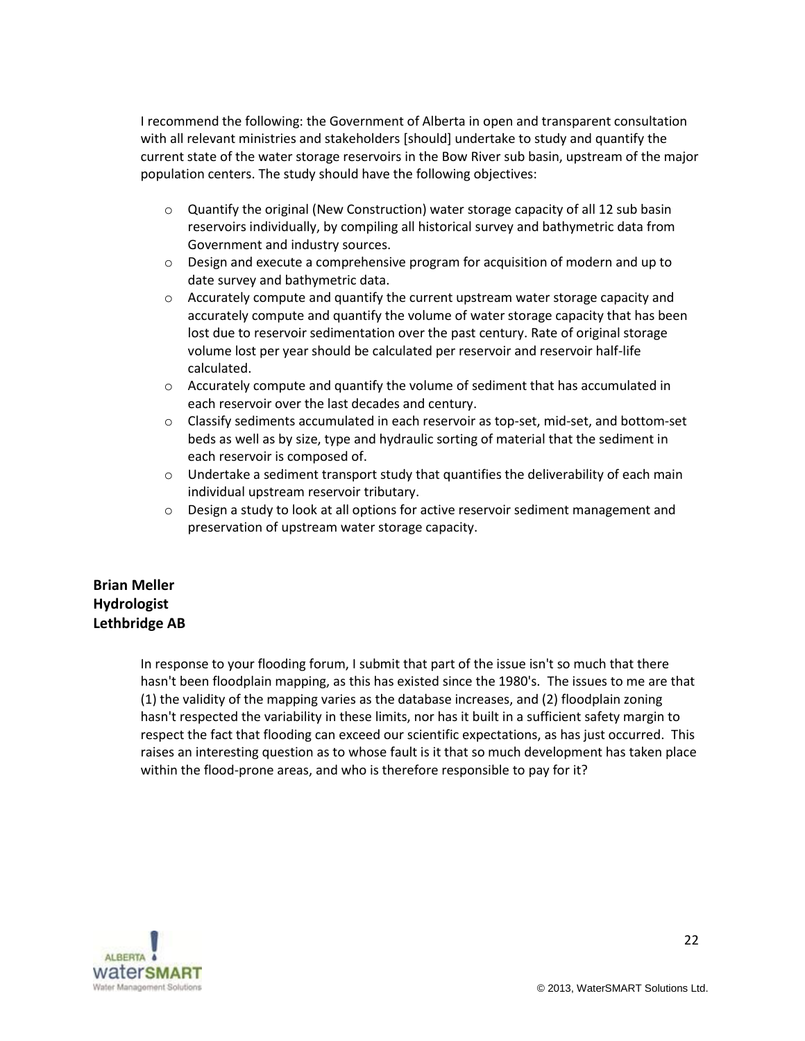I recommend the following: the Government of Alberta in open and transparent consultation with all relevant ministries and stakeholders [should] undertake to study and quantify the current state of the water storage reservoirs in the Bow River sub basin, upstream of the major population centers. The study should have the following objectives:

- Quantify the original (New Construction) water storage capacity of all 12 sub basin reservoirs individually, by compiling all historical survey and bathymetric data from Government and industry sources.
- Design and execute a comprehensive program for acquisition of modern and up to date survey and bathymetric data.
- Accurately compute and quantify the current upstream water storage capacity and accurately compute and quantify the volume of water storage capacity that has been lost due to reservoir sedimentation over the past century. Rate of original storage volume lost per year should be calculated per reservoir and reservoir half-life calculated.
- Accurately compute and quantify the volume of sediment that has accumulated in each reservoir over the last decades and century.
- Classify sediments accumulated in each reservoir as top-set, mid-set, and bottom-set beds as well as by size, type and hydraulic sorting of material that the sediment in each reservoir is composed of.
- Undertake a sediment transport study that quantifies the deliverability of each main individual upstream reservoir tributary.
- Design a study to look at all options for active reservoir sediment management and preservation of upstream water storage capacity.

**Brian Meller**
**Hydrologist**
**Lethbridge AB**

In response to your flooding forum, I submit that part of the issue isn't so much that there hasn't been floodplain mapping, as this has existed since the 1980's. The issues to me are that (1) the validity of the mapping varies as the database increases, and (2) floodplain zoning hasn't respected the variability in these limits, nor has it built in a sufficient safety margin to respect the fact that flooding can exceed our scientific expectations, as has just occurred. This raises an interesting question as to whose fault is it that so much development has taken place within the flood-prone areas, and who is therefore responsible to pay for it?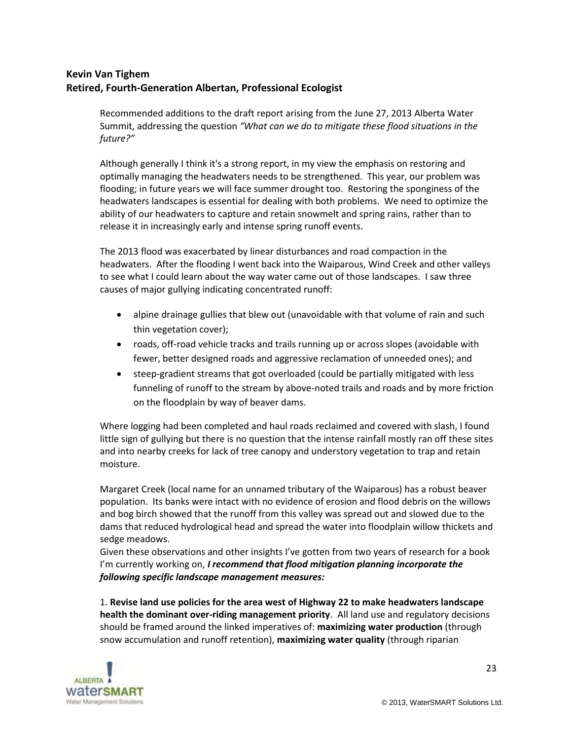**Kevin Van Tighem**
**Retired, Fourth-Generation Albertan, Professional Ecologist**

Recommended additions to the draft report arising from the June 27, 2013 Alberta Water Summit, addressing the question *"What can we do to mitigate these flood situations in the future?"*

Although generally I think it's a strong report, in my view the emphasis on restoring and optimally managing the headwaters needs to be strengthened. This year, our problem was flooding; in future years we will face summer drought too. Restoring the sponginess of the headwaters landscapes is essential for dealing with both problems. We need to optimize the ability of our headwaters to capture and retain snowmelt and spring rains, rather than to release it in increasingly early and intense spring runoff events.

The 2013 flood was exacerbated by linear disturbances and road compaction in the headwaters. After the flooding I went back into the Waiparous, Wind Creek and other valleys to see what I could learn about the way water came out of those landscapes. I saw three causes of major gullying indicating concentrated runoff:

- alpine drainage gullies that blew out (unavoidable with that volume of rain and such thin vegetation cover);
- roads, off-road vehicle tracks and trails running up or across slopes (avoidable with fewer, better designed roads and aggressive reclamation of unneeded ones); and
- steep-gradient streams that got overloaded (could be partially mitigated with less funneling of runoff to the stream by above-noted trails and roads and by more friction on the floodplain by way of beaver dams.

Where logging had been completed and haul roads reclaimed and covered with slash, I found little sign of gullying but there is no question that the intense rainfall mostly ran off these sites and into nearby creeks for lack of tree canopy and understory vegetation to trap and retain moisture.

Margaret Creek (local name for an unnamed tributary of the Waiparous) has a robust beaver population. Its banks were intact with no evidence of erosion and flood debris on the willows and bog birch showed that the runoff from this valley was spread out and slowed due to the dams that reduced hydrological head and spread the water into floodplain willow thickets and sedge meadows.
Given these observations and other insights I've gotten from two years of research for a book I'm currently working on, ***I recommend that flood mitigation planning incorporate the following specific landscape management measures:***

1. **Revise land use policies for the area west of Highway 22 to make headwaters landscape health the dominant over-riding management priority**. All land use and regulatory decisions should be framed around the linked imperatives of: **maximizing water production** (through snow accumulation and runoff retention), **maximizing water quality** (through riparian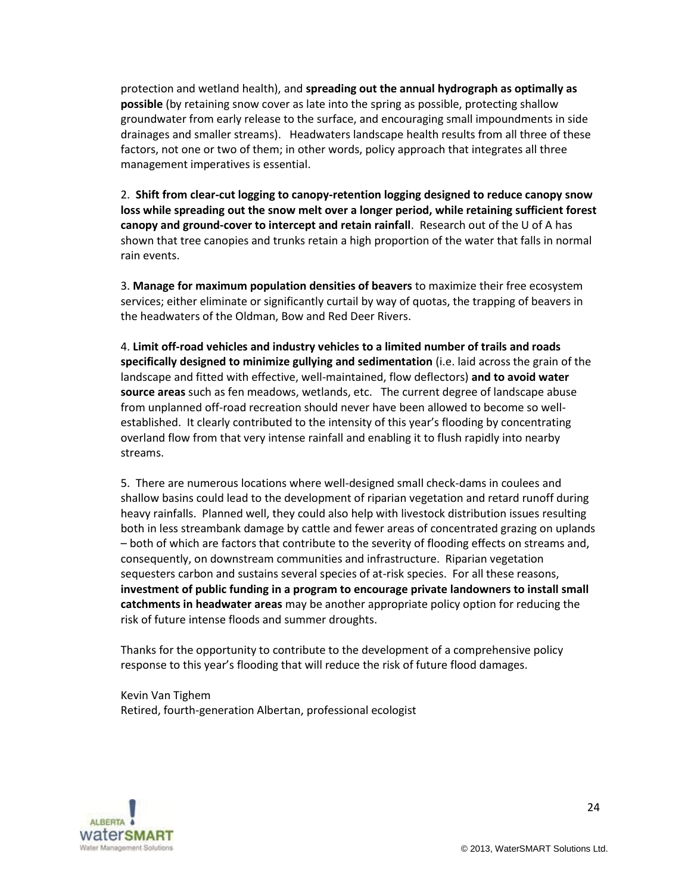protection and wetland health), and **spreading out the annual hydrograph as optimally as possible** (by retaining snow cover as late into the spring as possible, protecting shallow groundwater from early release to the surface, and encouraging small impoundments in side drainages and smaller streams). Headwaters landscape health results from all three of these factors, not one or two of them; in other words, policy approach that integrates all three management imperatives is essential.

2. **Shift from clear-cut logging to canopy-retention logging designed to reduce canopy snow loss while spreading out the snow melt over a longer period, while retaining sufficient forest canopy and ground-cover to intercept and retain rainfall**. Research out of the U of A has shown that tree canopies and trunks retain a high proportion of the water that falls in normal rain events.

3. **Manage for maximum population densities of beavers** to maximize their free ecosystem services; either eliminate or significantly curtail by way of quotas, the trapping of beavers in the headwaters of the Oldman, Bow and Red Deer Rivers.

4. **Limit off-road vehicles and industry vehicles to a limited number of trails and roads specifically designed to minimize gullying and sedimentation** (i.e. laid across the grain of the landscape and fitted with effective, well-maintained, flow deflectors) **and to avoid water source areas** such as fen meadows, wetlands, etc. The current degree of landscape abuse from unplanned off-road recreation should never have been allowed to become so well-established. It clearly contributed to the intensity of this year's flooding by concentrating overland flow from that very intense rainfall and enabling it to flush rapidly into nearby streams.

5. There are numerous locations where well-designed small check-dams in coulees and shallow basins could lead to the development of riparian vegetation and retard runoff during heavy rainfalls. Planned well, they could also help with livestock distribution issues resulting both in less streambank damage by cattle and fewer areas of concentrated grazing on uplands – both of which are factors that contribute to the severity of flooding effects on streams and, consequently, on downstream communities and infrastructure. Riparian vegetation sequesters carbon and sustains several species of at-risk species. For all these reasons, **investment of public funding in a program to encourage private landowners to install small catchments in headwater areas** may be another appropriate policy option for reducing the risk of future intense floods and summer droughts.

Thanks for the opportunity to contribute to the development of a comprehensive policy response to this year's flooding that will reduce the risk of future flood damages.

Kevin Van Tighem
Retired, fourth-generation Albertan, professional ecologist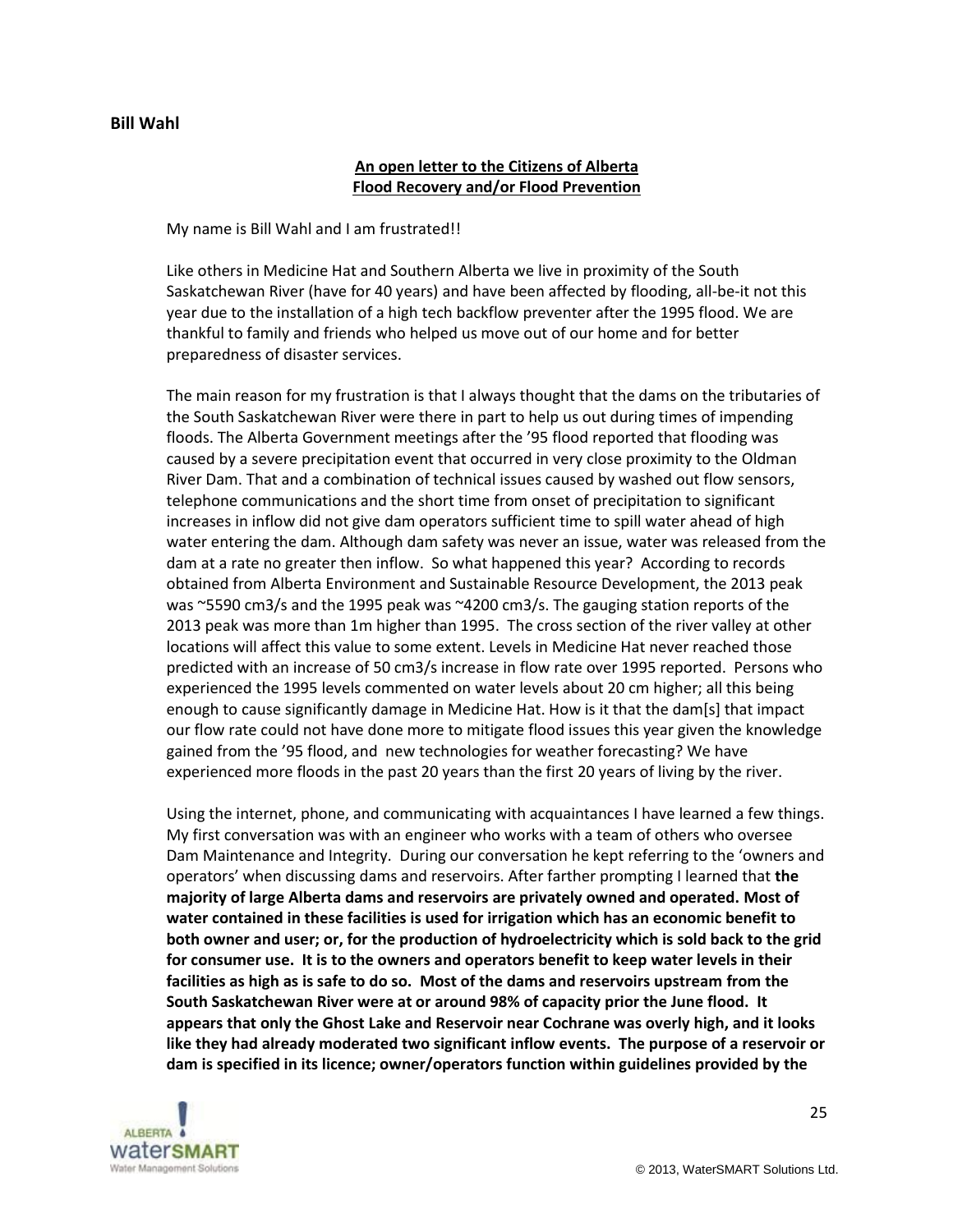**Bill Wahl**

**An open letter to the Citizens of Alberta**
**Flood Recovery and/or Flood Prevention**

My name is Bill Wahl and I am frustrated!!

Like others in Medicine Hat and Southern Alberta we live in proximity of the South Saskatchewan River (have for 40 years) and have been affected by flooding, all-be-it not this year due to the installation of a high tech backflow preventer after the 1995 flood. We are thankful to family and friends who helped us move out of our home and for better preparedness of disaster services.

The main reason for my frustration is that I always thought that the dams on the tributaries of the South Saskatchewan River were there in part to help us out during times of impending floods. The Alberta Government meetings after the '95 flood reported that flooding was caused by a severe precipitation event that occurred in very close proximity to the Oldman River Dam. That and a combination of technical issues caused by washed out flow sensors, telephone communications and the short time from onset of precipitation to significant increases in inflow did not give dam operators sufficient time to spill water ahead of high water entering the dam. Although dam safety was never an issue, water was released from the dam at a rate no greater then inflow. So what happened this year? According to records obtained from Alberta Environment and Sustainable Resource Development, the 2013 peak was ~5590 cm3/s and the 1995 peak was ~4200 cm3/s. The gauging station reports of the 2013 peak was more than 1m higher than 1995. The cross section of the river valley at other locations will affect this value to some extent. Levels in Medicine Hat never reached those predicted with an increase of 50 cm3/s increase in flow rate over 1995 reported. Persons who experienced the 1995 levels commented on water levels about 20 cm higher; all this being enough to cause significantly damage in Medicine Hat. How is it that the dam[s] that impact our flow rate could not have done more to mitigate flood issues this year given the knowledge gained from the '95 flood, and new technologies for weather forecasting? We have experienced more floods in the past 20 years than the first 20 years of living by the river.

Using the internet, phone, and communicating with acquaintances I have learned a few things. My first conversation was with an engineer who works with a team of others who oversee Dam Maintenance and Integrity. During our conversation he kept referring to the 'owners and operators' when discussing dams and reservoirs. After farther prompting I learned that **the majority of large Alberta dams and reservoirs are privately owned and operated. Most of water contained in these facilities is used for irrigation which has an economic benefit to both owner and user; or, for the production of hydroelectricity which is sold back to the grid for consumer use. It is to the owners and operators benefit to keep water levels in their facilities as high as is safe to do so. Most of the dams and reservoirs upstream from the South Saskatchewan River were at or around 98% of capacity prior the June flood. It appears that only the Ghost Lake and Reservoir near Cochrane was overly high, and it looks like they had already moderated two significant inflow events. The purpose of a reservoir or dam is specified in its licence; owner/operators function within guidelines provided by the**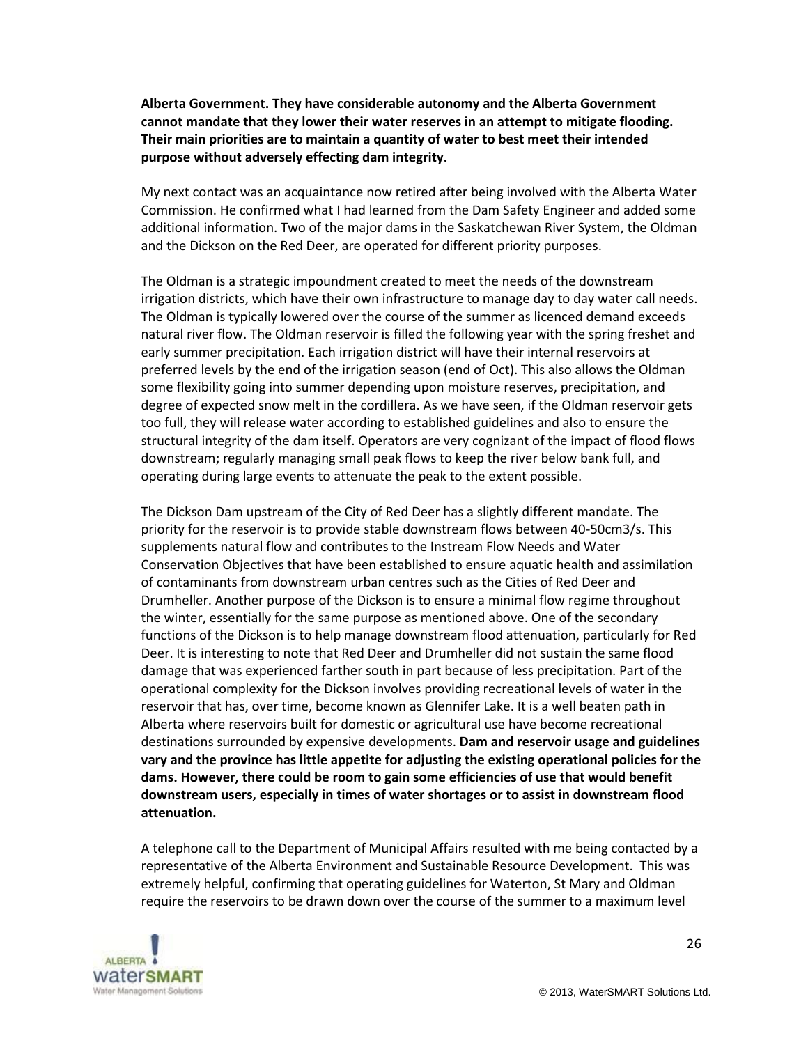**Alberta Government. They have considerable autonomy and the Alberta Government cannot mandate that they lower their water reserves in an attempt to mitigate flooding. Their main priorities are to maintain a quantity of water to best meet their intended purpose without adversely effecting dam integrity.**

My next contact was an acquaintance now retired after being involved with the Alberta Water Commission. He confirmed what I had learned from the Dam Safety Engineer and added some additional information. Two of the major dams in the Saskatchewan River System, the Oldman and the Dickson on the Red Deer, are operated for different priority purposes.

The Oldman is a strategic impoundment created to meet the needs of the downstream irrigation districts, which have their own infrastructure to manage day to day water call needs. The Oldman is typically lowered over the course of the summer as licenced demand exceeds natural river flow. The Oldman reservoir is filled the following year with the spring freshet and early summer precipitation. Each irrigation district will have their internal reservoirs at preferred levels by the end of the irrigation season (end of Oct). This also allows the Oldman some flexibility going into summer depending upon moisture reserves, precipitation, and degree of expected snow melt in the cordillera. As we have seen, if the Oldman reservoir gets too full, they will release water according to established guidelines and also to ensure the structural integrity of the dam itself. Operators are very cognizant of the impact of flood flows downstream; regularly managing small peak flows to keep the river below bank full, and operating during large events to attenuate the peak to the extent possible.

The Dickson Dam upstream of the City of Red Deer has a slightly different mandate. The priority for the reservoir is to provide stable downstream flows between 40-50cm3/s. This supplements natural flow and contributes to the Instream Flow Needs and Water Conservation Objectives that have been established to ensure aquatic health and assimilation of contaminants from downstream urban centres such as the Cities of Red Deer and Drumheller. Another purpose of the Dickson is to ensure a minimal flow regime throughout the winter, essentially for the same purpose as mentioned above. One of the secondary functions of the Dickson is to help manage downstream flood attenuation, particularly for Red Deer. It is interesting to note that Red Deer and Drumheller did not sustain the same flood damage that was experienced farther south in part because of less precipitation. Part of the operational complexity for the Dickson involves providing recreational levels of water in the reservoir that has, over time, become known as Glennifer Lake. It is a well beaten path in Alberta where reservoirs built for domestic or agricultural use have become recreational destinations surrounded by expensive developments. **Dam and reservoir usage and guidelines vary and the province has little appetite for adjusting the existing operational policies for the dams. However, there could be room to gain some efficiencies of use that would benefit downstream users, especially in times of water shortages or to assist in downstream flood attenuation.**

A telephone call to the Department of Municipal Affairs resulted with me being contacted by a representative of the Alberta Environment and Sustainable Resource Development. This was extremely helpful, confirming that operating guidelines for Waterton, St Mary and Oldman require the reservoirs to be drawn down over the course of the summer to a maximum level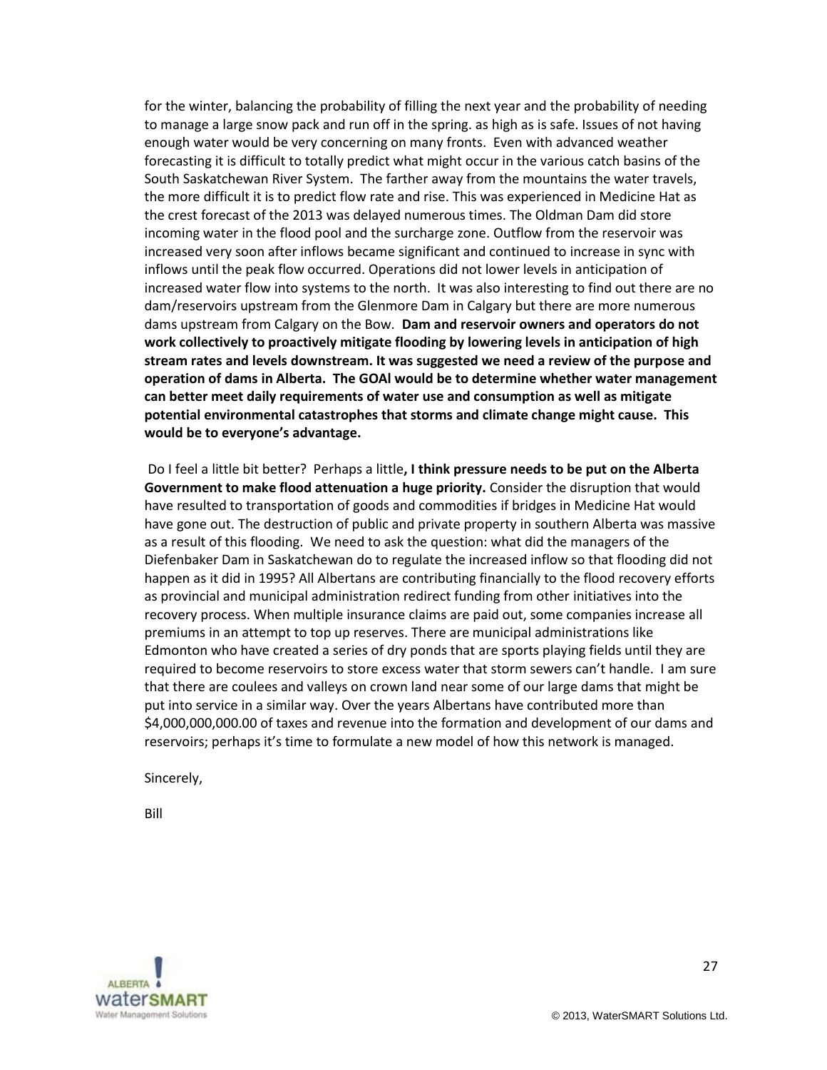for the winter, balancing the probability of filling the next year and the probability of needing to manage a large snow pack and run off in the spring. as high as is safe. Issues of not having enough water would be very concerning on many fronts. Even with advanced weather forecasting it is difficult to totally predict what might occur in the various catch basins of the South Saskatchewan River System. The farther away from the mountains the water travels, the more difficult it is to predict flow rate and rise. This was experienced in Medicine Hat as the crest forecast of the 2013 was delayed numerous times. The Oldman Dam did store incoming water in the flood pool and the surcharge zone. Outflow from the reservoir was increased very soon after inflows became significant and continued to increase in sync with inflows until the peak flow occurred. Operations did not lower levels in anticipation of increased water flow into systems to the north. It was also interesting to find out there are no dam/reservoirs upstream from the Glenmore Dam in Calgary but there are more numerous dams upstream from Calgary on the Bow. **Dam and reservoir owners and operators do not work collectively to proactively mitigate flooding by lowering levels in anticipation of high stream rates and levels downstream. It was suggested we need a review of the purpose and operation of dams in Alberta. The GOAl would be to determine whether water management can better meet daily requirements of water use and consumption as well as mitigate potential environmental catastrophes that storms and climate change might cause. This would be to everyone's advantage.**

Do I feel a little bit better? Perhaps a little**, I think pressure needs to be put on the Alberta Government to make flood attenuation a huge priority.** Consider the disruption that would have resulted to transportation of goods and commodities if bridges in Medicine Hat would have gone out. The destruction of public and private property in southern Alberta was massive as a result of this flooding. We need to ask the question: what did the managers of the Diefenbaker Dam in Saskatchewan do to regulate the increased inflow so that flooding did not happen as it did in 1995? All Albertans are contributing financially to the flood recovery efforts as provincial and municipal administration redirect funding from other initiatives into the recovery process. When multiple insurance claims are paid out, some companies increase all premiums in an attempt to top up reserves. There are municipal administrations like Edmonton who have created a series of dry ponds that are sports playing fields until they are required to become reservoirs to store excess water that storm sewers can't handle. I am sure that there are coulees and valleys on crown land near some of our large dams that might be put into service in a similar way. Over the years Albertans have contributed more than $4,000,000,000.00 of taxes and revenue into the formation and development of our dams and reservoirs; perhaps it's time to formulate a new model of how this network is managed.

Sincerely,

Bill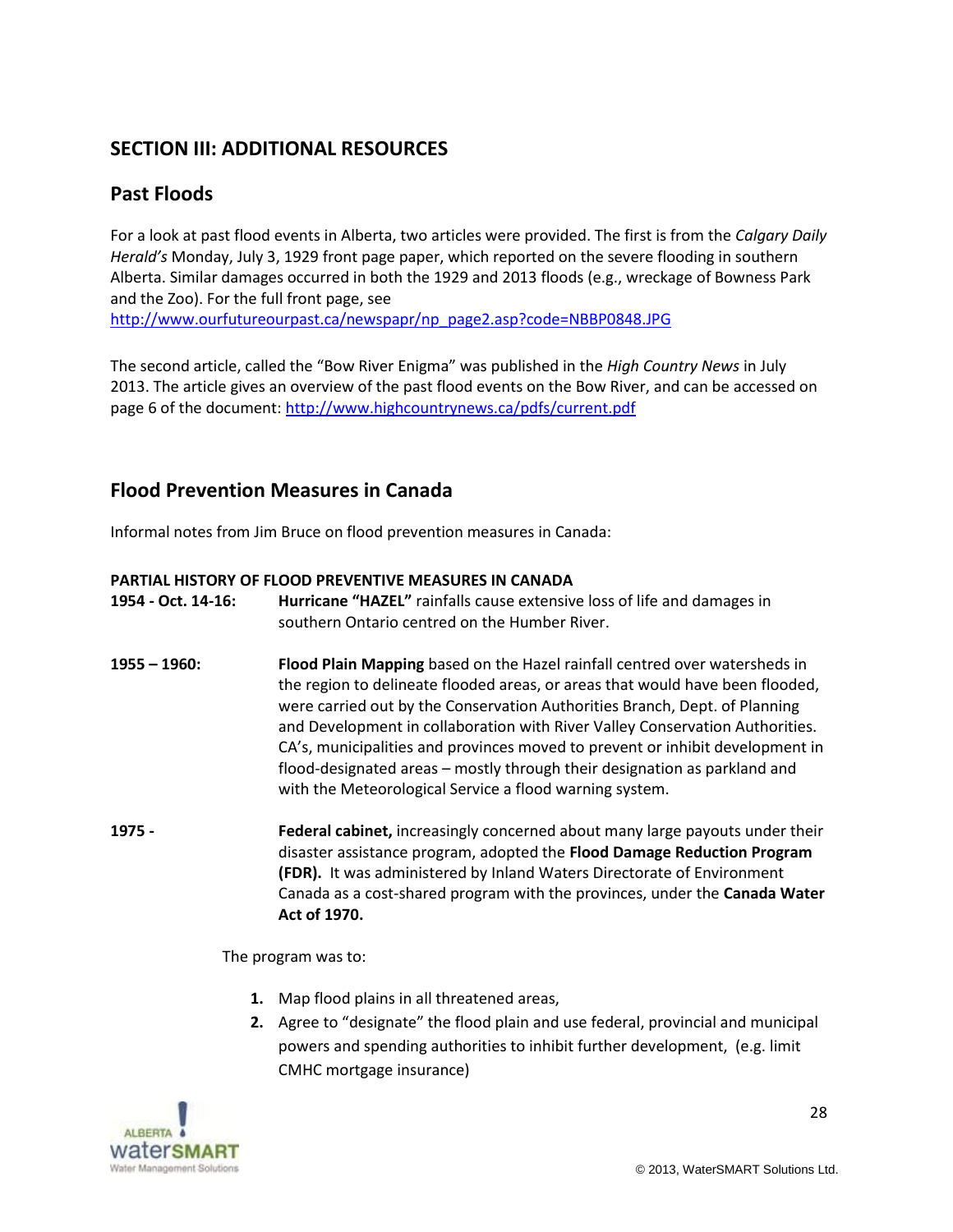## SECTION III: ADDITIONAL RESOURCES

### Past Floods

For a look at past flood events in Alberta, two articles were provided. The first is from the *Calgary Daily Herald's* Monday, July 3, 1929 front page paper, which reported on the severe flooding in southern Alberta. Similar damages occurred in both the 1929 and 2013 floods (e.g., wreckage of Bowness Park and the Zoo). For the full front page, see http://www.ourfutureourpast.ca/newspapr/np_page2.asp?code=NBBP0848.JPG

The second article, called the "Bow River Enigma" was published in the *High Country News* in July 2013. The article gives an overview of the past flood events on the Bow River, and can be accessed on page 6 of the document: http://www.highcountrynews.ca/pdfs/current.pdf

### Flood Prevention Measures in Canada

Informal notes from Jim Bruce on flood prevention measures in Canada:

**PARTIAL HISTORY OF FLOOD PREVENTIVE MEASURES IN CANADA**

**1954 - Oct. 14-16:** **Hurricane "HAZEL"** rainfalls cause extensive loss of life and damages in southern Ontario centred on the Humber River.

**1955 – 1960:** **Flood Plain Mapping** based on the Hazel rainfall centred over watersheds in the region to delineate flooded areas, or areas that would have been flooded, were carried out by the Conservation Authorities Branch, Dept. of Planning and Development in collaboration with River Valley Conservation Authorities. CA's, municipalities and provinces moved to prevent or inhibit development in flood-designated areas – mostly through their designation as parkland and with the Meteorological Service a flood warning system.

**1975 -** **Federal cabinet,** increasingly concerned about many large payouts under their disaster assistance program, adopted the **Flood Damage Reduction Program (FDR).** It was administered by Inland Waters Directorate of Environment Canada as a cost-shared program with the provinces, under the **Canada Water Act of 1970.**

The program was to:

1. Map flood plains in all threatened areas,
2. Agree to "designate" the flood plain and use federal, provincial and municipal powers and spending authorities to inhibit further development, (e.g. limit CMHC mortgage insurance)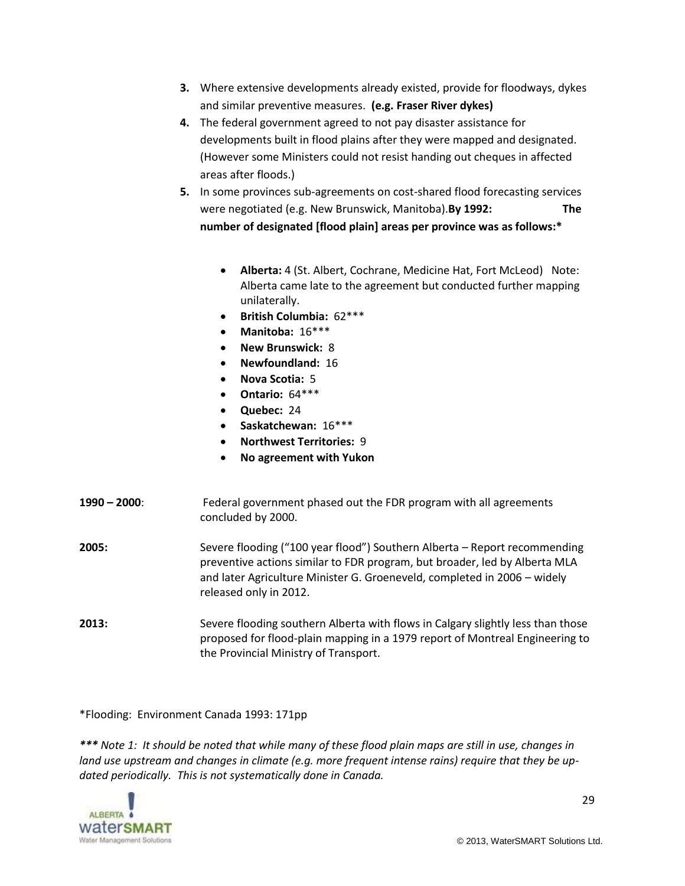3. Where extensive developments already existed, provide for floodways, dykes and similar preventive measures. **(e.g. Fraser River dykes)**
4. The federal government agreed to not pay disaster assistance for developments built in flood plains after they were mapped and designated. (However some Ministers could not resist handing out cheques in affected areas after floods.)
5. In some provinces sub-agreements on cost-shared flood forecasting services were negotiated (e.g. New Brunswick, Manitoba).**By 1992: The number of designated [flood plain] areas per province was as follows:***

   - **Alberta:** 4 (St. Albert, Cochrane, Medicine Hat, Fort McLeod) Note: Alberta came late to the agreement but conducted further mapping unilaterally.
   - **British Columbia:** 62***
   - **Manitoba:** 16***
   - **New Brunswick:** 8
   - **Newfoundland:** 16
   - **Nova Scotia:** 5
   - **Ontario:** 64***
   - **Quebec:** 24
   - **Saskatchewan:** 16***
   - **Northwest Territories:** 9
   - **No agreement with Yukon**

**1990 – 2000**: Federal government phased out the FDR program with all agreements concluded by 2000.

**2005:** Severe flooding ("100 year flood") Southern Alberta – Report recommending preventive actions similar to FDR program, but broader, led by Alberta MLA and later Agriculture Minister G. Groeneveld, completed in 2006 – widely released only in 2012.

**2013:** Severe flooding southern Alberta with flows in Calgary slightly less than those proposed for flood-plain mapping in a 1979 report of Montreal Engineering to the Provincial Ministry of Transport.

*Flooding: Environment Canada 1993: 171pp

****** Note 1: It should be noted that while many of these flood plain maps are still in use, changes in land use upstream and changes in climate (e.g. more frequent intense rains) require that they be up-dated periodically. This is not systematically done in Canada.***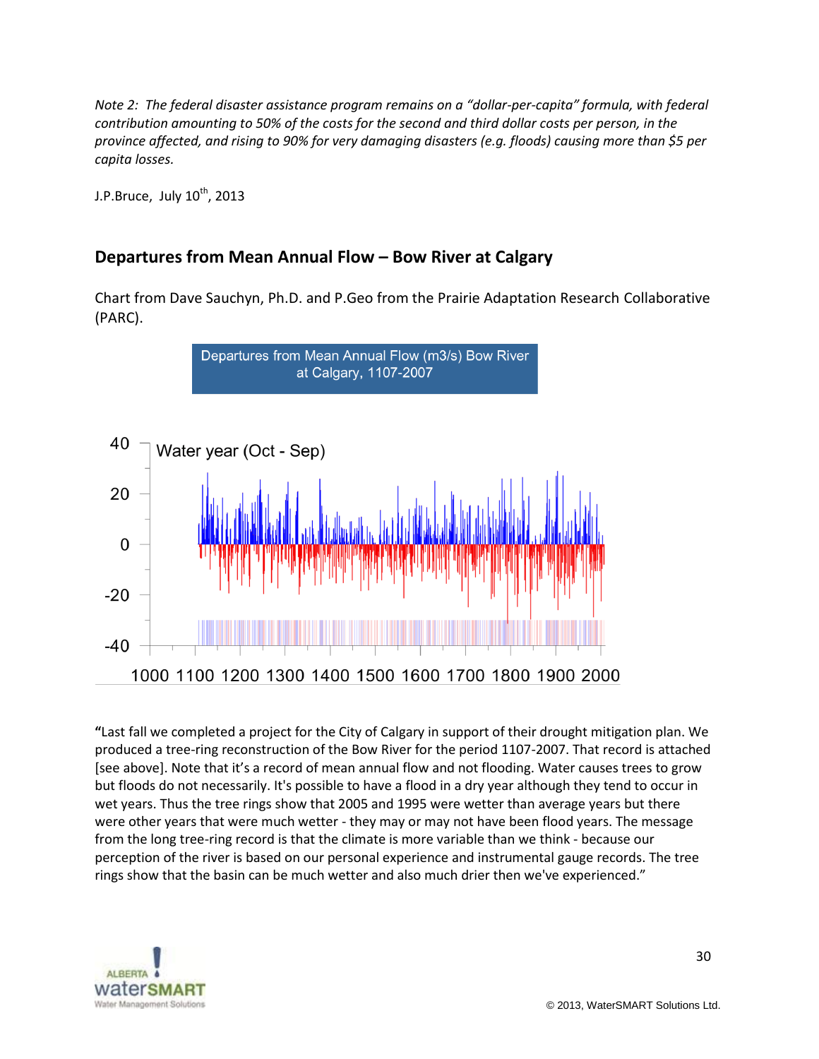*Note 2: The federal disaster assistance program remains on a “dollar-per-capita” formula, with federal contribution amounting to 50% of the costs for the second and third dollar costs per person, in the province affected, and rising to 90% for very damaging disasters (e.g. floods) causing more than $5 per capita losses.*

J.P.Bruce, July 10th, 2013

## Departures from Mean Annual Flow – Bow River at Calgary

Chart from Dave Sauchyn, Ph.D. and P.Geo from the Prairie Adaptation Research Collaborative (PARC).

Departures from Mean Annual Flow (m3/s) Bow River at Calgary, 1107-2007

**“**Last fall we completed a project for the City of Calgary in support of their drought mitigation plan. We produced a tree-ring reconstruction of the Bow River for the period 1107-2007. That record is attached [see above]. Note that it’s a record of mean annual flow and not flooding. Water causes trees to grow but floods do not necessarily. It's possible to have a flood in a dry year although they tend to occur in wet years. Thus the tree rings show that 2005 and 1995 were wetter than average years but there were other years that were much wetter - they may or may not have been flood years. The message from the long tree-ring record is that the climate is more variable than we think - because our perception of the river is based on our personal experience and instrumental gauge records. The tree rings show that the basin can be much wetter and also much drier then we've experienced.”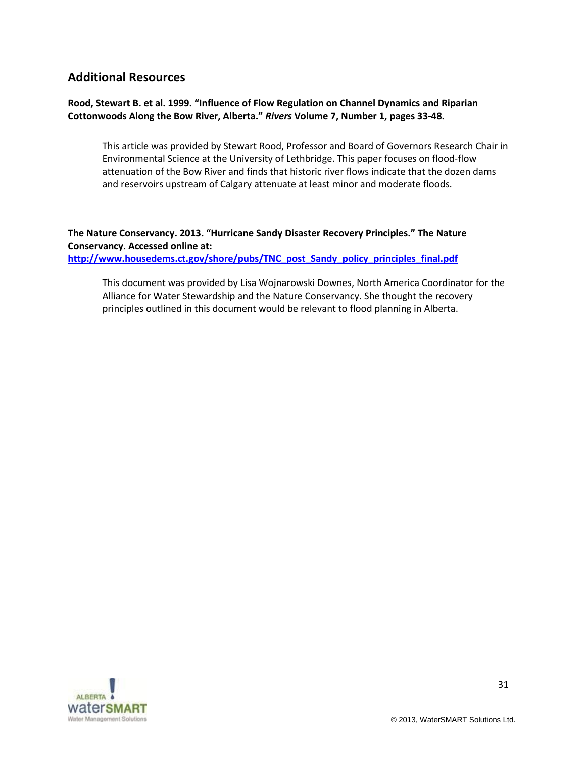## Additional Resources

**Rood, Stewart B. et al. 1999. "Influence of Flow Regulation on Channel Dynamics and Riparian Cottonwoods Along the Bow River, Alberta."** ***Rivers*** **Volume 7, Number 1, pages 33-48.**

> This article was provided by Stewart Rood, Professor and Board of Governors Research Chair in Environmental Science at the University of Lethbridge. This paper focuses on flood-flow attenuation of the Bow River and finds that historic river flows indicate that the dozen dams and reservoirs upstream of Calgary attenuate at least minor and moderate floods.

**The Nature Conservancy. 2013. "Hurricane Sandy Disaster Recovery Principles." The Nature Conservancy. Accessed online at:**
**[http://www.housedems.ct.gov/shore/pubs/TNC_post_Sandy_policy_principles_final.pdf](http://www.housedems.ct.gov/shore/pubs/TNC_post_Sandy_policy_principles_final.pdf)**

> This document was provided by Lisa Wojnarowski Downes, North America Coordinator for the Alliance for Water Stewardship and the Nature Conservancy. She thought the recovery principles outlined in this document would be relevant to flood planning in Alberta.